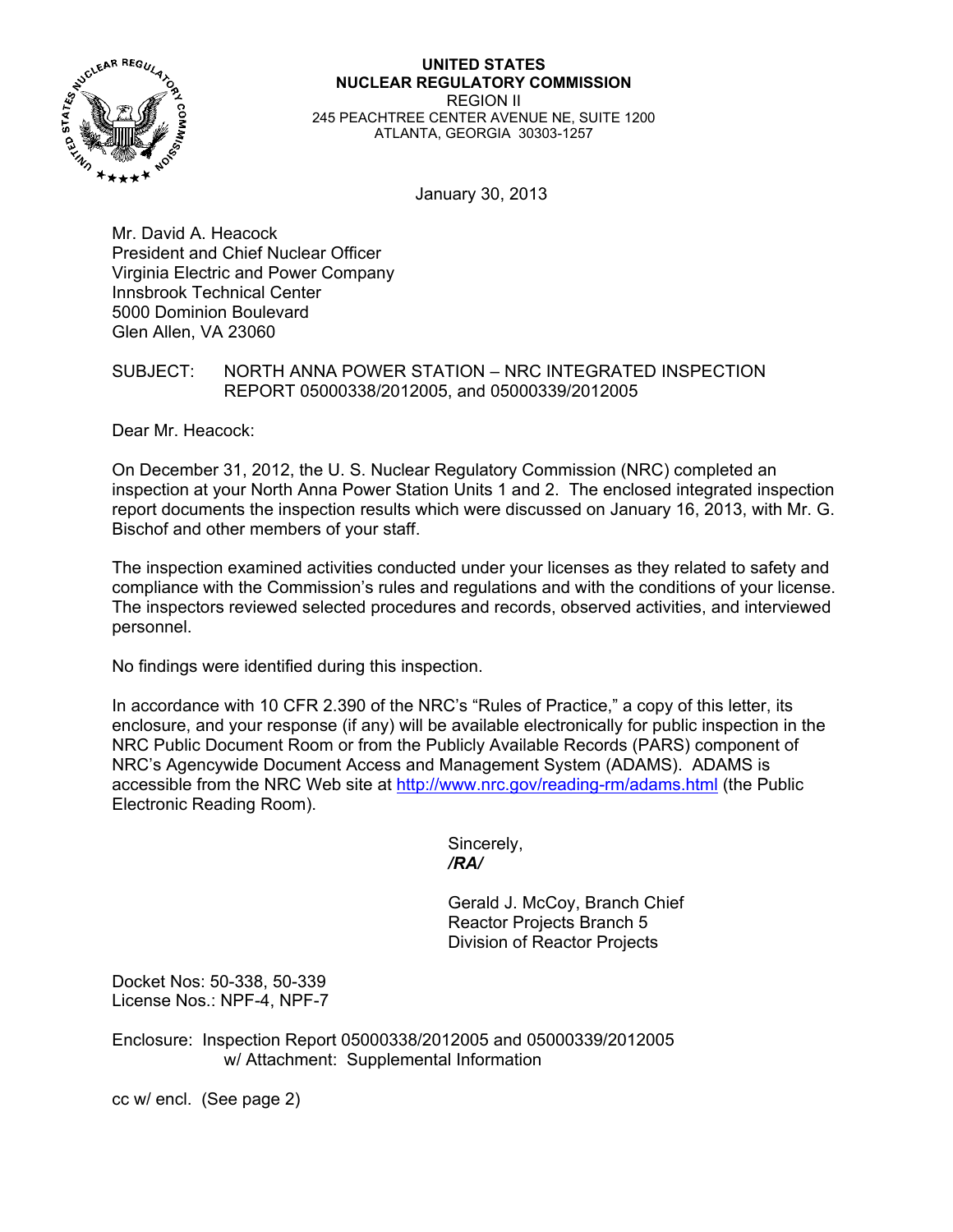**UNITED STATES**
**NUCLEAR REGULATORY COMMISSION**
REGION II
245 PEACHTREE CENTER AVENUE NE, SUITE 1200
ATLANTA, GEORGIA 30303-1257

January 30, 2013

Mr. David A. Heacock
President and Chief Nuclear Officer
Virginia Electric and Power Company
Innsbrook Technical Center
5000 Dominion Boulevard
Glen Allen, VA 23060

SUBJECT: NORTH ANNA POWER STATION – NRC INTEGRATED INSPECTION REPORT 05000338/2012005, and 05000339/2012005

Dear Mr. Heacock:

On December 31, 2012, the U. S. Nuclear Regulatory Commission (NRC) completed an inspection at your North Anna Power Station Units 1 and 2. The enclosed integrated inspection report documents the inspection results which were discussed on January 16, 2013, with Mr. G. Bischof and other members of your staff.

The inspection examined activities conducted under your licenses as they related to safety and compliance with the Commission's rules and regulations and with the conditions of your license. The inspectors reviewed selected procedures and records, observed activities, and interviewed personnel.

No findings were identified during this inspection.

In accordance with 10 CFR 2.390 of the NRC's "Rules of Practice," a copy of this letter, its enclosure, and your response (if any) will be available electronically for public inspection in the NRC Public Document Room or from the Publicly Available Records (PARS) component of NRC's Agencywide Document Access and Management System (ADAMS). ADAMS is accessible from the NRC Web site at http://www.nrc.gov/reading-rm/adams.html (the Public Electronic Reading Room).

Sincerely,
***/RA/***

Gerald J. McCoy, Branch Chief
Reactor Projects Branch 5
Division of Reactor Projects

Docket Nos: 50-338, 50-339
License Nos.: NPF-4, NPF-7

Enclosure: Inspection Report 05000338/2012005 and 05000339/2012005
w/ Attachment: Supplemental Information

cc w/ encl. (See page 2)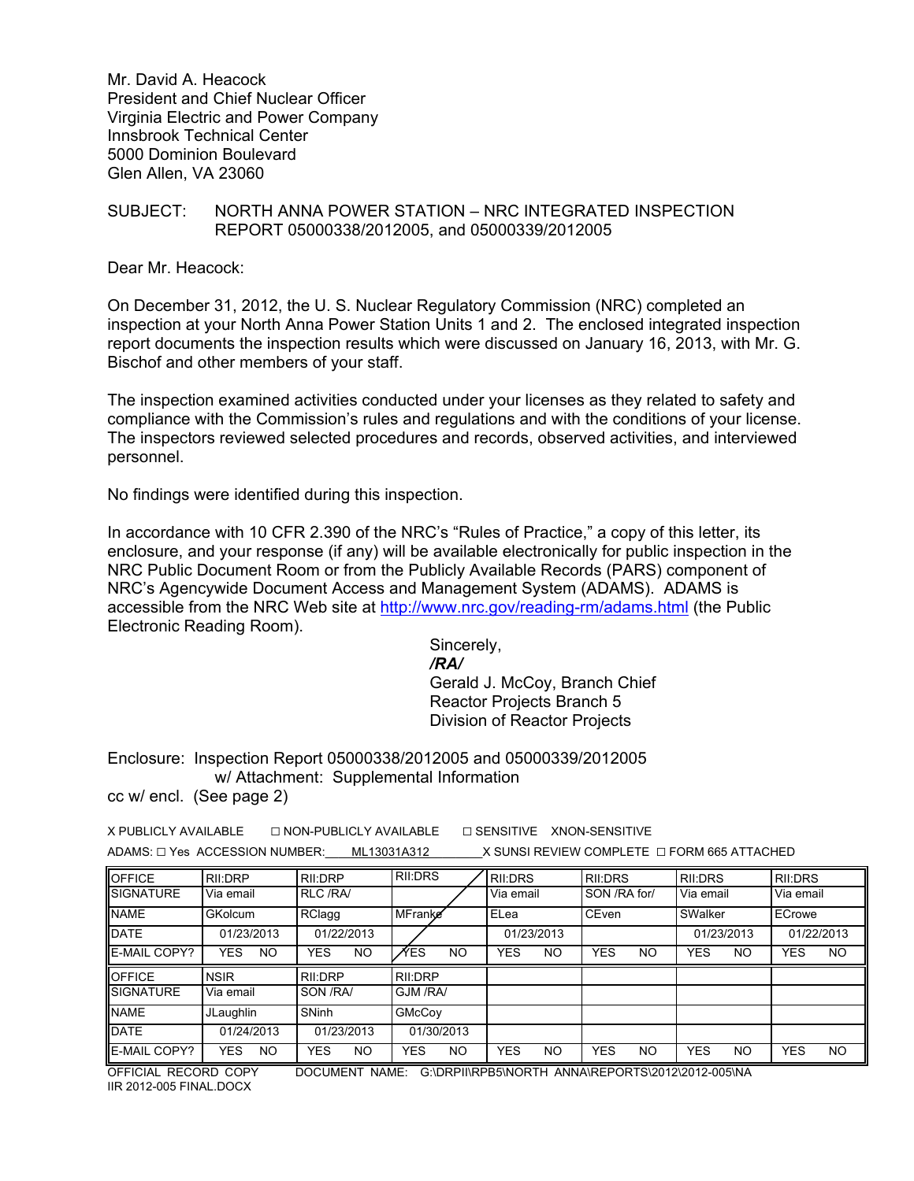Mr. David A. Heacock
President and Chief Nuclear Officer
Virginia Electric and Power Company
Innsbrook Technical Center
5000 Dominion Boulevard
Glen Allen, VA 23060

SUBJECT: NORTH ANNA POWER STATION – NRC INTEGRATED INSPECTION REPORT 05000338/2012005, and 05000339/2012005

Dear Mr. Heacock:

On December 31, 2012, the U. S. Nuclear Regulatory Commission (NRC) completed an inspection at your North Anna Power Station Units 1 and 2. The enclosed integrated inspection report documents the inspection results which were discussed on January 16, 2013, with Mr. G. Bischof and other members of your staff.

The inspection examined activities conducted under your licenses as they related to safety and compliance with the Commission's rules and regulations and with the conditions of your license. The inspectors reviewed selected procedures and records, observed activities, and interviewed personnel.

No findings were identified during this inspection.

In accordance with 10 CFR 2.390 of the NRC's "Rules of Practice," a copy of this letter, its enclosure, and your response (if any) will be available electronically for public inspection in the NRC Public Document Room or from the Publicly Available Records (PARS) component of NRC's Agencywide Document Access and Management System (ADAMS). ADAMS is accessible from the NRC Web site at http://www.nrc.gov/reading-rm/adams.html (the Public Electronic Reading Room).

Sincerely,
*/RA/*
Gerald J. McCoy, Branch Chief
Reactor Projects Branch 5
Division of Reactor Projects

Enclosure: Inspection Report 05000338/2012005 and 05000339/2012005
w/ Attachment: Supplemental Information

cc w/ encl. (See page 2)

X PUBLICLY AVAILABLE ☐ NON-PUBLICLY AVAILABLE ☐ SENSITIVE XNON-SENSITIVE

ADAMS: ☐ Yes ACCESSION NUMBER: ML13031A312 X SUNSI REVIEW COMPLETE ☐ FORM 665 ATTACHED

| OFFICE | RII:DRP | RII:DRP | RII:DRS | RII:DRS | RII:DRS | RII:DRS | RII:DRS |
|---|---|---|---|---|---|---|---|
| SIGNATURE | Via email | RLC /RA/ | | Via email | SON /RA for/ | Via email | Via email |
| NAME | GKolcum | RClagg | MFranke | ELea | CEven | SWalker | ECrowe |
| DATE | 01/23/2013 | 01/22/2013 | | 01/23/2013 | | 01/23/2013 | 01/22/2013 |
| E-MAIL COPY? | YES NO | YES NO | YES NO | YES NO | YES NO | YES NO | YES NO |
| OFFICE | NSIR | RII:DRP | RII:DRP | | | | |
| SIGNATURE | Via email | SON /RA/ | GJM /RA/ | | | | |
| NAME | JLaughlin | SNinh | GMcCoy | | | | |
| DATE | 01/24/2013 | 01/23/2013 | 01/30/2013 | | | | |
| E-MAIL COPY? | YES NO | YES NO | YES NO | YES NO | YES NO | YES NO | YES NO |

OFFICIAL RECORD COPY DOCUMENT NAME: G:\DRPII\RPB5\NORTH ANNA\REPORTS\2012\2012-005\NA IIR 2012-005 FINAL.DOCX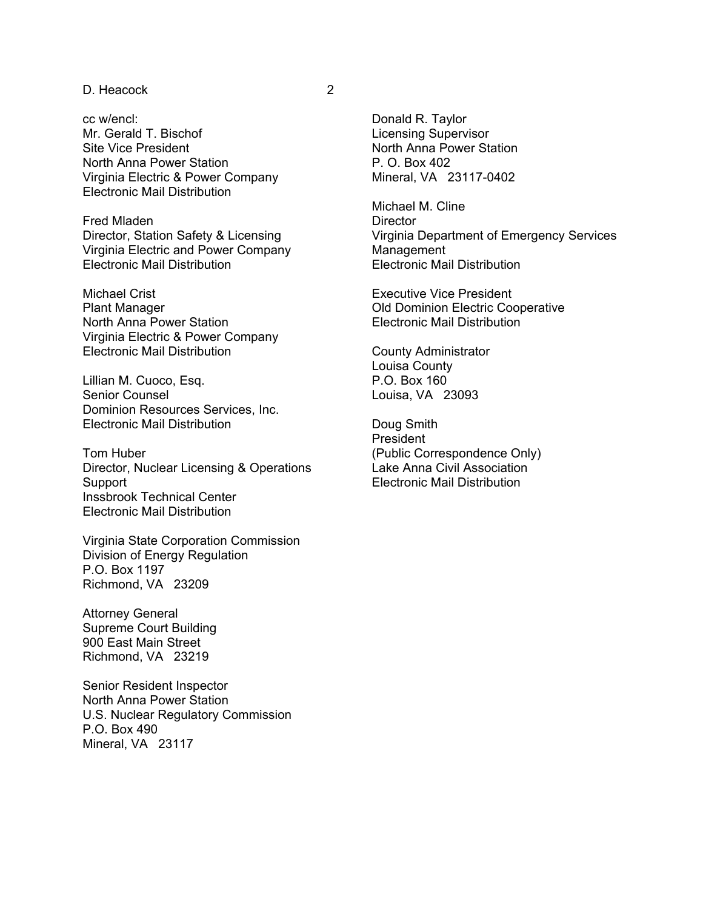cc w/encl:
Mr. Gerald T. Bischof
Site Vice President
North Anna Power Station
Virginia Electric & Power Company
Electronic Mail Distribution

Fred Mladen
Director, Station Safety & Licensing
Virginia Electric and Power Company
Electronic Mail Distribution

Michael Crist
Plant Manager
North Anna Power Station
Virginia Electric & Power Company
Electronic Mail Distribution

Lillian M. Cuoco, Esq.
Senior Counsel
Dominion Resources Services, Inc.
Electronic Mail Distribution

Tom Huber
Director, Nuclear Licensing & Operations Support
Inssbrook Technical Center
Electronic Mail Distribution

Virginia State Corporation Commission
Division of Energy Regulation
P.O. Box 1197
Richmond, VA 23209

Attorney General
Supreme Court Building
900 East Main Street
Richmond, VA 23219

Senior Resident Inspector
North Anna Power Station
U.S. Nuclear Regulatory Commission
P.O. Box 490
Mineral, VA 23117

Donald R. Taylor
Licensing Supervisor
North Anna Power Station
P. O. Box 402
Mineral, VA 23117-0402

Michael M. Cline
Director
Virginia Department of Emergency Services Management
Electronic Mail Distribution

Executive Vice President
Old Dominion Electric Cooperative
Electronic Mail Distribution

County Administrator
Louisa County
P.O. Box 160
Louisa, VA 23093

Doug Smith
President
(Public Correspondence Only)
Lake Anna Civil Association
Electronic Mail Distribution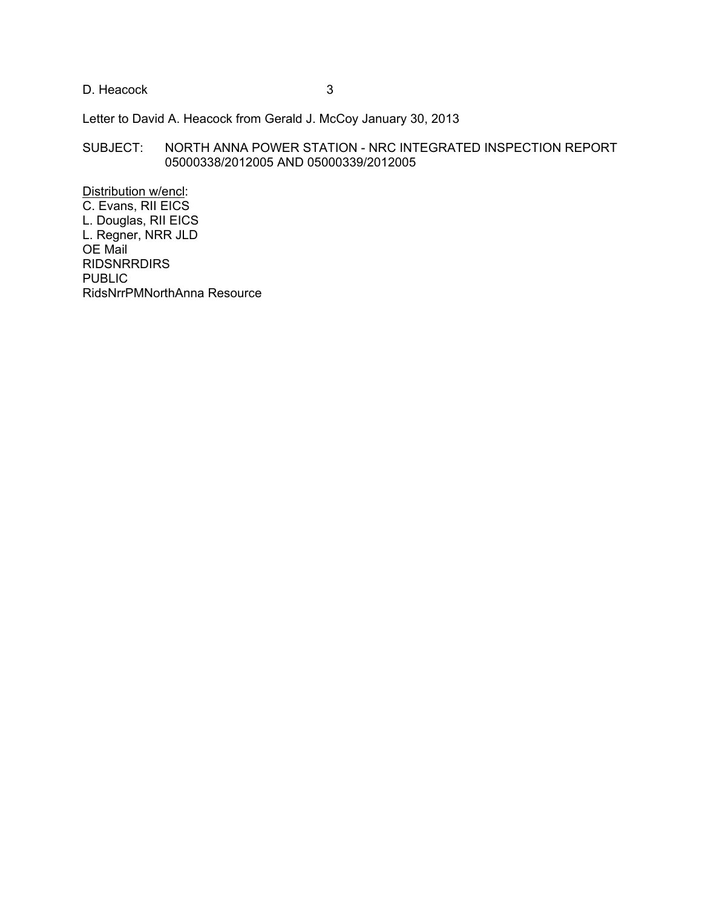Letter to David A. Heacock from Gerald J. McCoy January 30, 2013

SUBJECT: NORTH ANNA POWER STATION - NRC INTEGRATED INSPECTION REPORT 05000338/2012005 AND 05000339/2012005

Distribution w/encl:
C. Evans, RII EICS
L. Douglas, RII EICS
L. Regner, NRR JLD
OE Mail
RIDSNRRDIRS
PUBLIC
RidsNrrPMNorthAnna Resource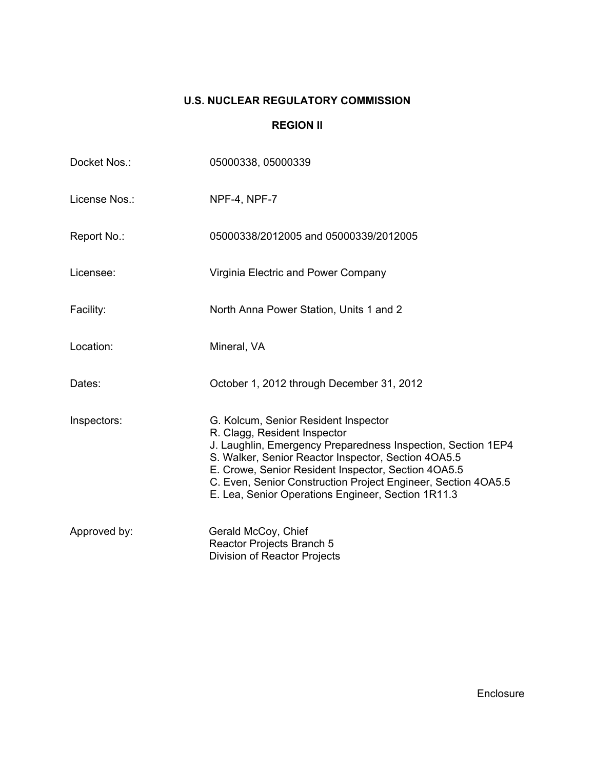**U.S. NUCLEAR REGULATORY COMMISSION**

**REGION II**

Docket Nos.: 05000338, 05000339

License Nos.: NPF-4, NPF-7

Report No.: 05000338/2012005 and 05000339/2012005

Licensee: Virginia Electric and Power Company

Facility: North Anna Power Station, Units 1 and 2

Location: Mineral, VA

Dates: October 1, 2012 through December 31, 2012

Inspectors: G. Kolcum, Senior Resident Inspector
R. Clagg, Resident Inspector
J. Laughlin, Emergency Preparedness Inspection, Section 1EP4
S. Walker, Senior Reactor Inspector, Section 4OA5.5
E. Crowe, Senior Resident Inspector, Section 4OA5.5
C. Even, Senior Construction Project Engineer, Section 4OA5.5
E. Lea, Senior Operations Engineer, Section 1R11.3

Approved by: Gerald McCoy, Chief
Reactor Projects Branch 5
Division of Reactor Projects

Enclosure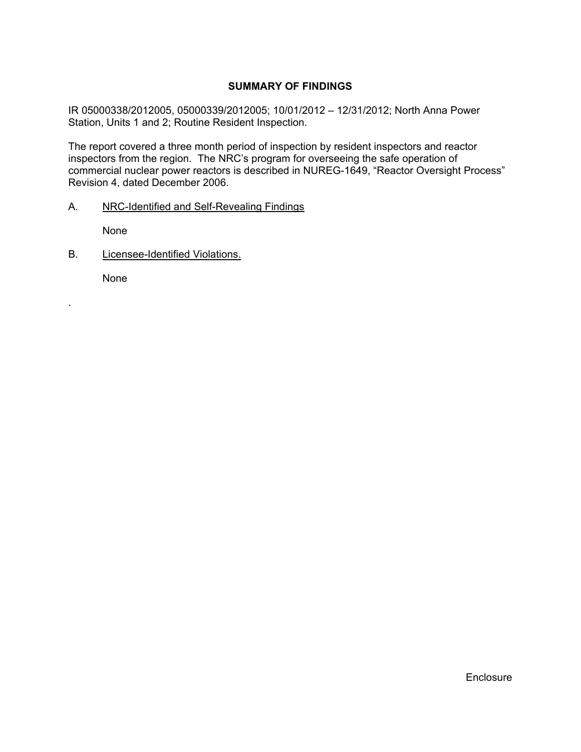## SUMMARY OF FINDINGS

IR 05000338/2012005, 05000339/2012005; 10/01/2012 – 12/31/2012; North Anna Power Station, Units 1 and 2; Routine Resident Inspection.

The report covered a three month period of inspection by resident inspectors and reactor inspectors from the region. The NRC's program for overseeing the safe operation of commercial nuclear power reactors is described in NUREG-1649, "Reactor Oversight Process" Revision 4, dated December 2006.

A. NRC-Identified and Self-Revealing Findings

None

B. Licensee-Identified Violations.

None

.

Enclosure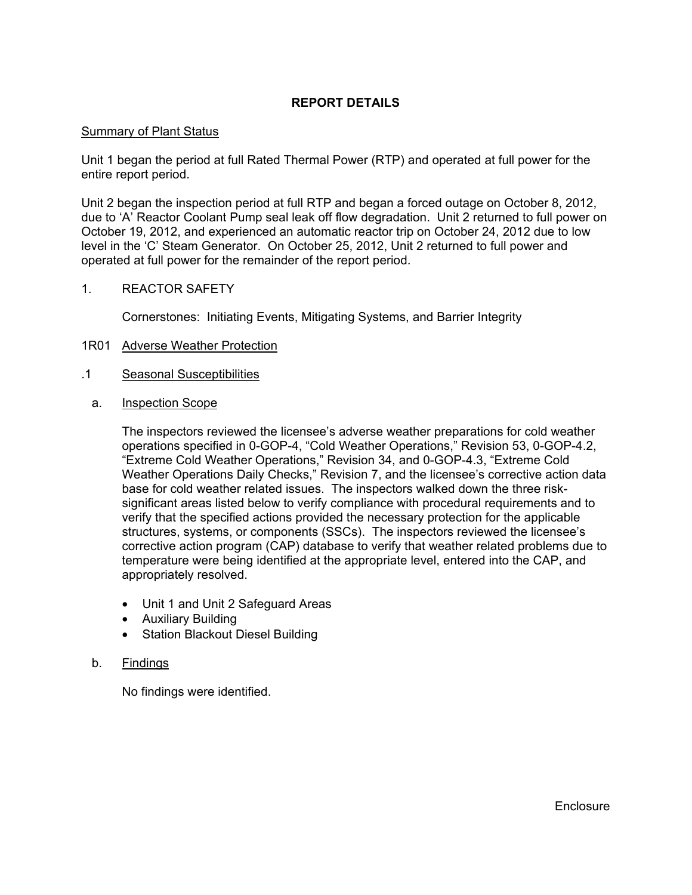# REPORT DETAILS

Summary of Plant Status

Unit 1 began the period at full Rated Thermal Power (RTP) and operated at full power for the entire report period.

Unit 2 began the inspection period at full RTP and began a forced outage on October 8, 2012, due to 'A' Reactor Coolant Pump seal leak off flow degradation. Unit 2 returned to full power on October 19, 2012, and experienced an automatic reactor trip on October 24, 2012 due to low level in the 'C' Steam Generator. On October 25, 2012, Unit 2 returned to full power and operated at full power for the remainder of the report period.

## 1. REACTOR SAFETY

Cornerstones: Initiating Events, Mitigating Systems, and Barrier Integrity

### 1R01 Adverse Weather Protection

#### .1 Seasonal Susceptibilities

a. Inspection Scope

The inspectors reviewed the licensee's adverse weather preparations for cold weather operations specified in 0-GOP-4, "Cold Weather Operations," Revision 53, 0-GOP-4.2, "Extreme Cold Weather Operations," Revision 34, and 0-GOP-4.3, "Extreme Cold Weather Operations Daily Checks," Revision 7, and the licensee's corrective action data base for cold weather related issues. The inspectors walked down the three risk-significant areas listed below to verify compliance with procedural requirements and to verify that the specified actions provided the necessary protection for the applicable structures, systems, or components (SSCs). The inspectors reviewed the licensee's corrective action program (CAP) database to verify that weather related problems due to temperature were being identified at the appropriate level, entered into the CAP, and appropriately resolved.

- Unit 1 and Unit 2 Safeguard Areas
- Auxiliary Building
- Station Blackout Diesel Building

b. Findings

No findings were identified.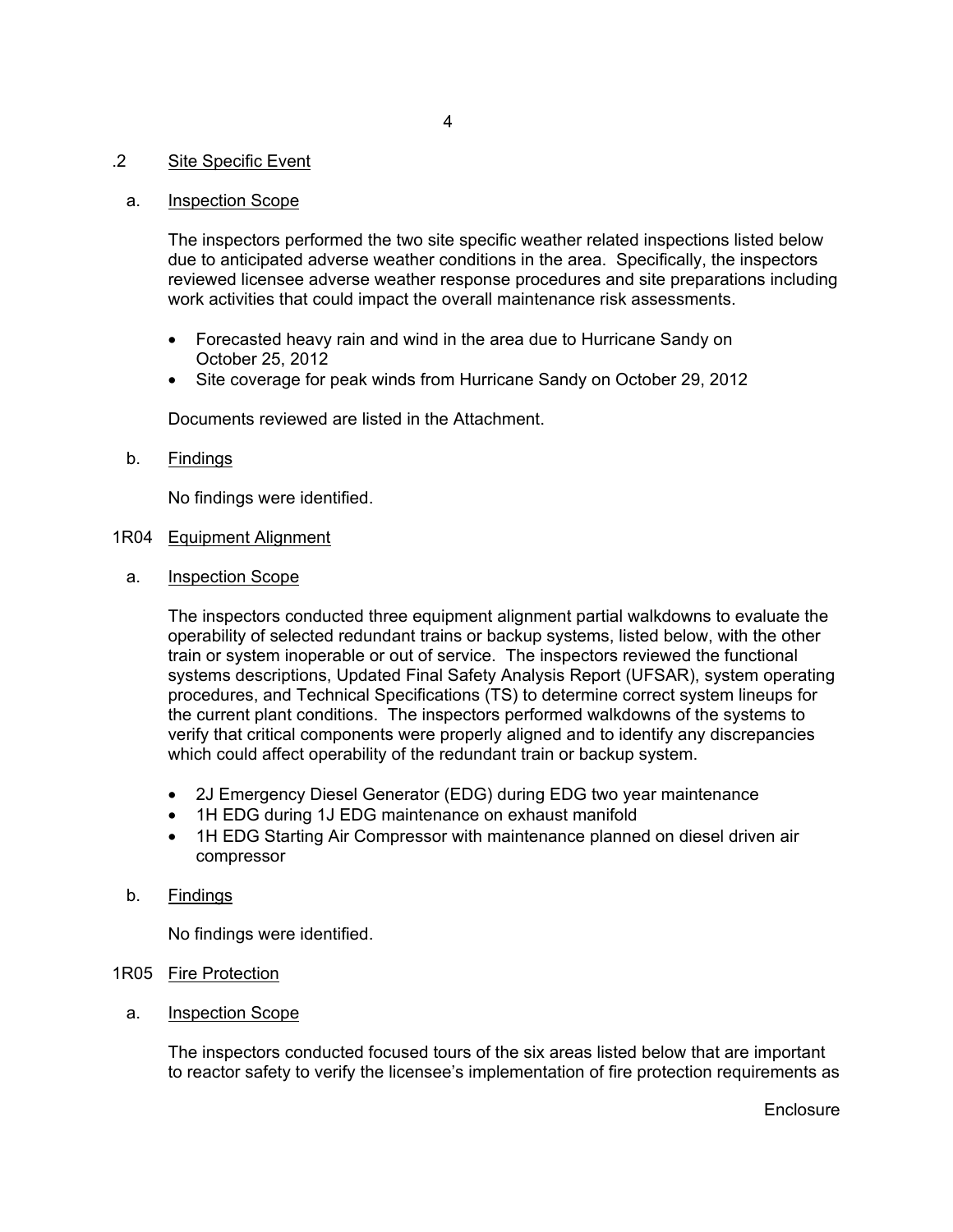### .2 Site Specific Event

a. Inspection Scope

The inspectors performed the two site specific weather related inspections listed below due to anticipated adverse weather conditions in the area. Specifically, the inspectors reviewed licensee adverse weather response procedures and site preparations including work activities that could impact the overall maintenance risk assessments.

- Forecasted heavy rain and wind in the area due to Hurricane Sandy on October 25, 2012
- Site coverage for peak winds from Hurricane Sandy on October 29, 2012

Documents reviewed are listed in the Attachment.

b. Findings

No findings were identified.

## 1R04 Equipment Alignment

a. Inspection Scope

The inspectors conducted three equipment alignment partial walkdowns to evaluate the operability of selected redundant trains or backup systems, listed below, with the other train or system inoperable or out of service. The inspectors reviewed the functional systems descriptions, Updated Final Safety Analysis Report (UFSAR), system operating procedures, and Technical Specifications (TS) to determine correct system lineups for the current plant conditions. The inspectors performed walkdowns of the systems to verify that critical components were properly aligned and to identify any discrepancies which could affect operability of the redundant train or backup system.

- 2J Emergency Diesel Generator (EDG) during EDG two year maintenance
- 1H EDG during 1J EDG maintenance on exhaust manifold
- 1H EDG Starting Air Compressor with maintenance planned on diesel driven air compressor

b. Findings

No findings were identified.

## 1R05 Fire Protection

a. Inspection Scope

The inspectors conducted focused tours of the six areas listed below that are important to reactor safety to verify the licensee's implementation of fire protection requirements as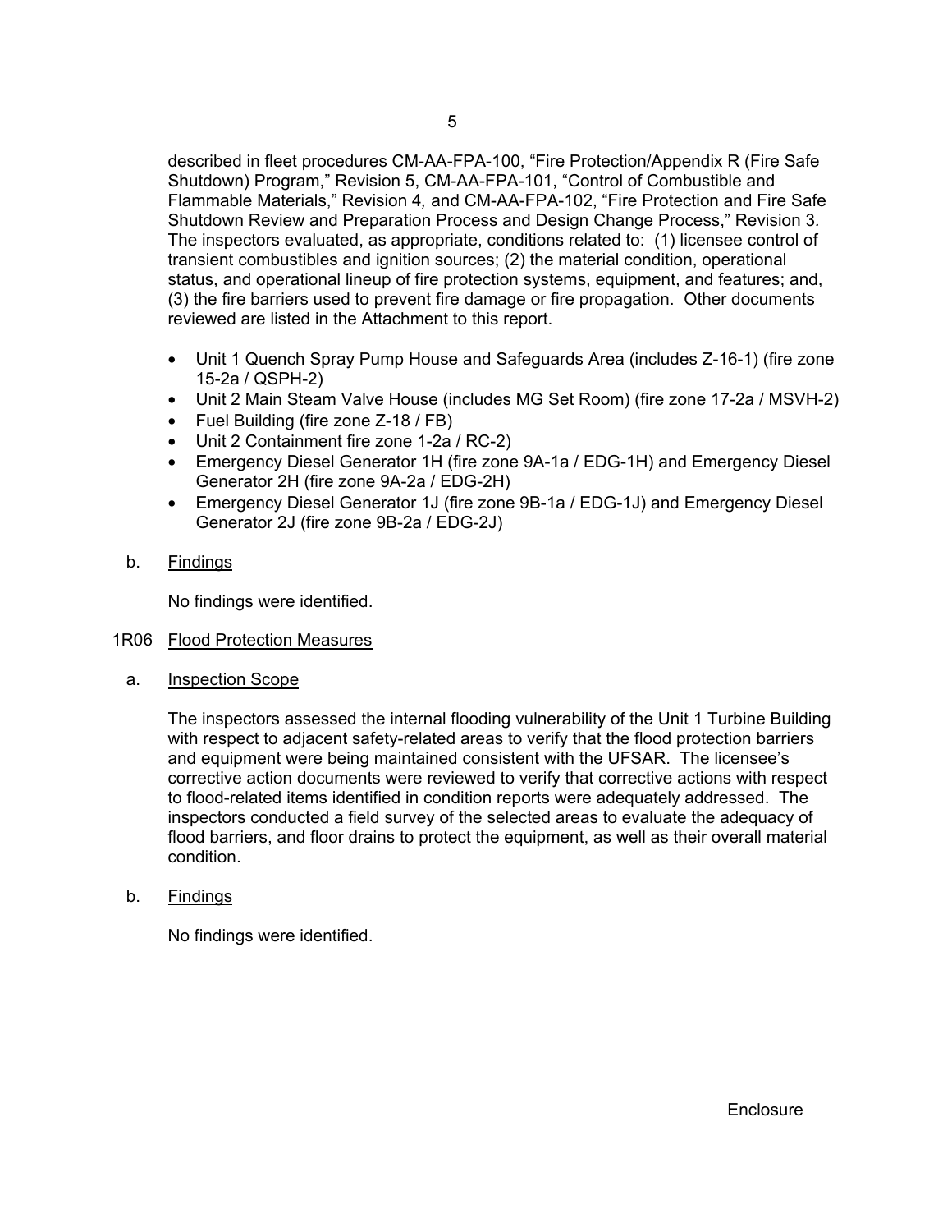described in fleet procedures CM-AA-FPA-100, "Fire Protection/Appendix R (Fire Safe Shutdown) Program," Revision 5, CM-AA-FPA-101, "Control of Combustible and Flammable Materials," Revision 4, and CM-AA-FPA-102, "Fire Protection and Fire Safe Shutdown Review and Preparation Process and Design Change Process," Revision 3. The inspectors evaluated, as appropriate, conditions related to: (1) licensee control of transient combustibles and ignition sources; (2) the material condition, operational status, and operational lineup of fire protection systems, equipment, and features; and, (3) the fire barriers used to prevent fire damage or fire propagation. Other documents reviewed are listed in the Attachment to this report.

- Unit 1 Quench Spray Pump House and Safeguards Area (includes Z-16-1) (fire zone 15-2a / QSPH-2)
- Unit 2 Main Steam Valve House (includes MG Set Room) (fire zone 17-2a / MSVH-2)
- Fuel Building (fire zone Z-18 / FB)
- Unit 2 Containment fire zone 1-2a / RC-2)
- Emergency Diesel Generator 1H (fire zone 9A-1a / EDG-1H) and Emergency Diesel Generator 2H (fire zone 9A-2a / EDG-2H)
- Emergency Diesel Generator 1J (fire zone 9B-1a / EDG-1J) and Emergency Diesel Generator 2J (fire zone 9B-2a / EDG-2J)

b. Findings

No findings were identified.

## 1R06 Flood Protection Measures

a. Inspection Scope

The inspectors assessed the internal flooding vulnerability of the Unit 1 Turbine Building with respect to adjacent safety-related areas to verify that the flood protection barriers and equipment were being maintained consistent with the UFSAR. The licensee's corrective action documents were reviewed to verify that corrective actions with respect to flood-related items identified in condition reports were adequately addressed. The inspectors conducted a field survey of the selected areas to evaluate the adequacy of flood barriers, and floor drains to protect the equipment, as well as their overall material condition.

b. Findings

No findings were identified.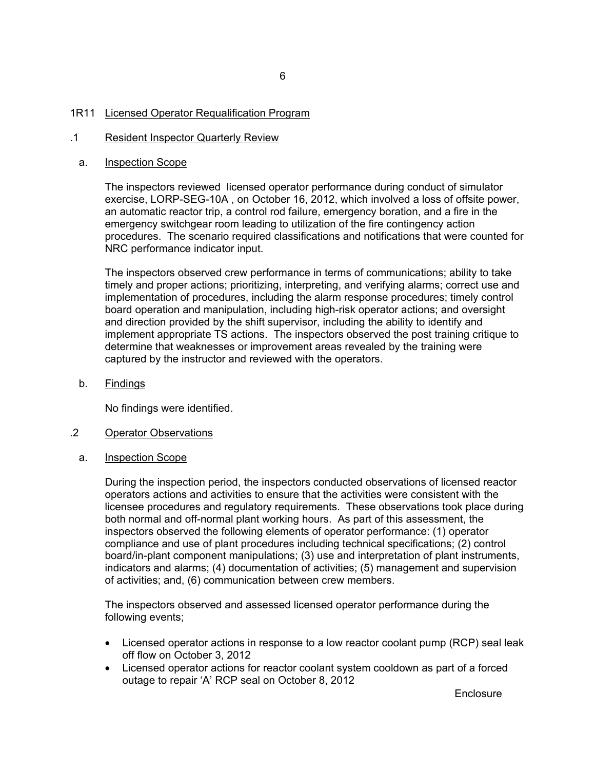## 1R11 Licensed Operator Requalification Program

### .1 Resident Inspector Quarterly Review

#### a. Inspection Scope

The inspectors reviewed licensed operator performance during conduct of simulator exercise, LORP-SEG-10A , on October 16, 2012, which involved a loss of offsite power, an automatic reactor trip, a control rod failure, emergency boration, and a fire in the emergency switchgear room leading to utilization of the fire contingency action procedures. The scenario required classifications and notifications that were counted for NRC performance indicator input.

The inspectors observed crew performance in terms of communications; ability to take timely and proper actions; prioritizing, interpreting, and verifying alarms; correct use and implementation of procedures, including the alarm response procedures; timely control board operation and manipulation, including high-risk operator actions; and oversight and direction provided by the shift supervisor, including the ability to identify and implement appropriate TS actions. The inspectors observed the post training critique to determine that weaknesses or improvement areas revealed by the training were captured by the instructor and reviewed with the operators.

#### b. Findings

No findings were identified.

### .2 Operator Observations

#### a. Inspection Scope

During the inspection period, the inspectors conducted observations of licensed reactor operators actions and activities to ensure that the activities were consistent with the licensee procedures and regulatory requirements. These observations took place during both normal and off-normal plant working hours. As part of this assessment, the inspectors observed the following elements of operator performance: (1) operator compliance and use of plant procedures including technical specifications; (2) control board/in-plant component manipulations; (3) use and interpretation of plant instruments, indicators and alarms; (4) documentation of activities; (5) management and supervision of activities; and, (6) communication between crew members.

The inspectors observed and assessed licensed operator performance during the following events;

- Licensed operator actions in response to a low reactor coolant pump (RCP) seal leak off flow on October 3, 2012
- Licensed operator actions for reactor coolant system cooldown as part of a forced outage to repair 'A' RCP seal on October 8, 2012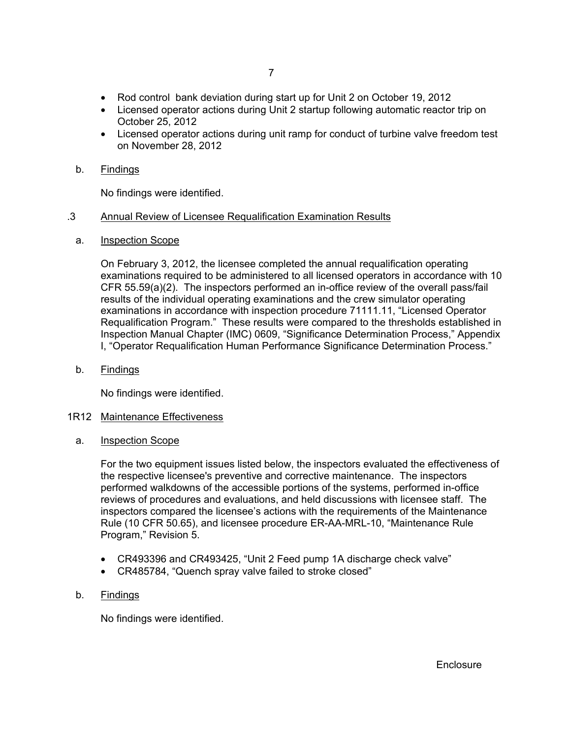- Rod control bank deviation during start up for Unit 2 on October 19, 2012
- Licensed operator actions during Unit 2 startup following automatic reactor trip on October 25, 2012
- Licensed operator actions during unit ramp for conduct of turbine valve freedom test on November 28, 2012

b. Findings

No findings were identified.

.3 Annual Review of Licensee Requalification Examination Results

a. Inspection Scope

On February 3, 2012, the licensee completed the annual requalification operating examinations required to be administered to all licensed operators in accordance with 10 CFR 55.59(a)(2). The inspectors performed an in-office review of the overall pass/fail results of the individual operating examinations and the crew simulator operating examinations in accordance with inspection procedure 71111.11, "Licensed Operator Requalification Program." These results were compared to the thresholds established in Inspection Manual Chapter (IMC) 0609, "Significance Determination Process," Appendix I, "Operator Requalification Human Performance Significance Determination Process."

b. Findings

No findings were identified.

1R12 Maintenance Effectiveness

a. Inspection Scope

For the two equipment issues listed below, the inspectors evaluated the effectiveness of the respective licensee's preventive and corrective maintenance. The inspectors performed walkdowns of the accessible portions of the systems, performed in-office reviews of procedures and evaluations, and held discussions with licensee staff. The inspectors compared the licensee's actions with the requirements of the Maintenance Rule (10 CFR 50.65), and licensee procedure ER-AA-MRL-10, "Maintenance Rule Program," Revision 5.

- CR493396 and CR493425, "Unit 2 Feed pump 1A discharge check valve"
- CR485784, "Quench spray valve failed to stroke closed"

b. Findings

No findings were identified.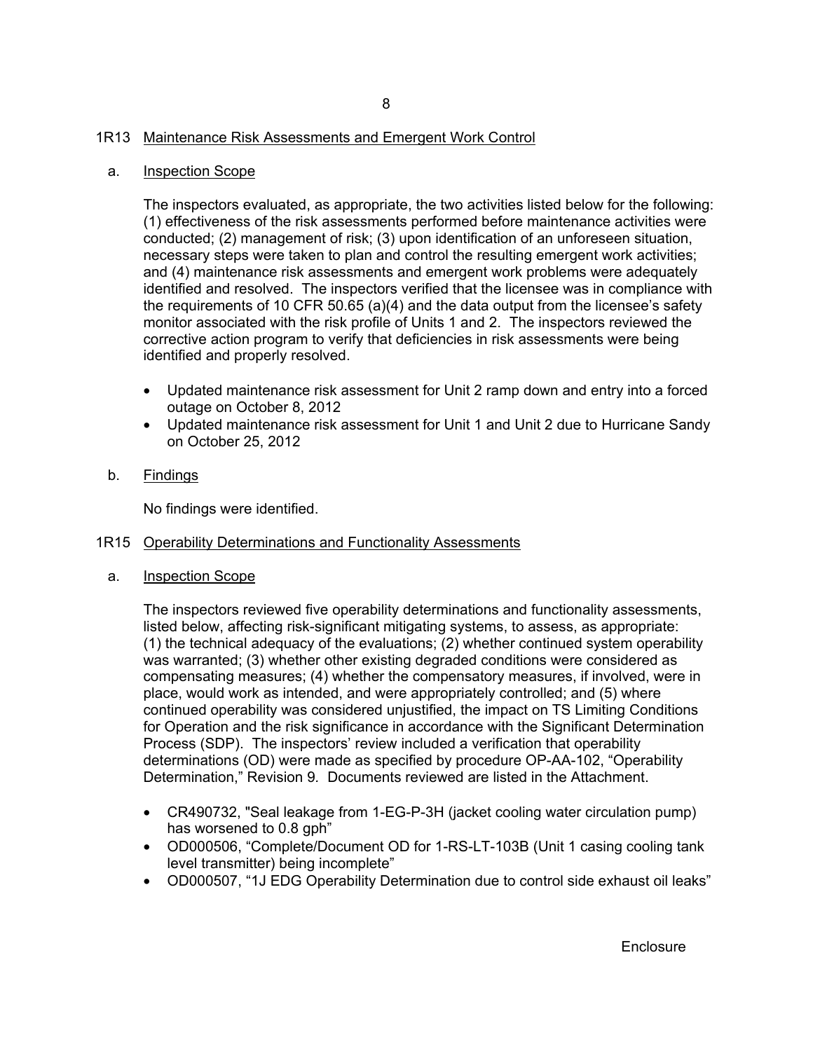## 1R13 Maintenance Risk Assessments and Emergent Work Control

### a. Inspection Scope

The inspectors evaluated, as appropriate, the two activities listed below for the following: (1) effectiveness of the risk assessments performed before maintenance activities were conducted; (2) management of risk; (3) upon identification of an unforeseen situation, necessary steps were taken to plan and control the resulting emergent work activities; and (4) maintenance risk assessments and emergent work problems were adequately identified and resolved. The inspectors verified that the licensee was in compliance with the requirements of 10 CFR 50.65 (a)(4) and the data output from the licensee's safety monitor associated with the risk profile of Units 1 and 2. The inspectors reviewed the corrective action program to verify that deficiencies in risk assessments were being identified and properly resolved.

- Updated maintenance risk assessment for Unit 2 ramp down and entry into a forced outage on October 8, 2012
- Updated maintenance risk assessment for Unit 1 and Unit 2 due to Hurricane Sandy on October 25, 2012

### b. Findings

No findings were identified.

## 1R15 Operability Determinations and Functionality Assessments

### a. Inspection Scope

The inspectors reviewed five operability determinations and functionality assessments, listed below, affecting risk-significant mitigating systems, to assess, as appropriate: (1) the technical adequacy of the evaluations; (2) whether continued system operability was warranted; (3) whether other existing degraded conditions were considered as compensating measures; (4) whether the compensatory measures, if involved, were in place, would work as intended, and were appropriately controlled; and (5) where continued operability was considered unjustified, the impact on TS Limiting Conditions for Operation and the risk significance in accordance with the Significant Determination Process (SDP). The inspectors' review included a verification that operability determinations (OD) were made as specified by procedure OP-AA-102, "Operability Determination," Revision 9. Documents reviewed are listed in the Attachment.

- CR490732, "Seal leakage from 1-EG-P-3H (jacket cooling water circulation pump) has worsened to 0.8 gph"
- OD000506, "Complete/Document OD for 1-RS-LT-103B (Unit 1 casing cooling tank level transmitter) being incomplete"
- OD000507, "1J EDG Operability Determination due to control side exhaust oil leaks"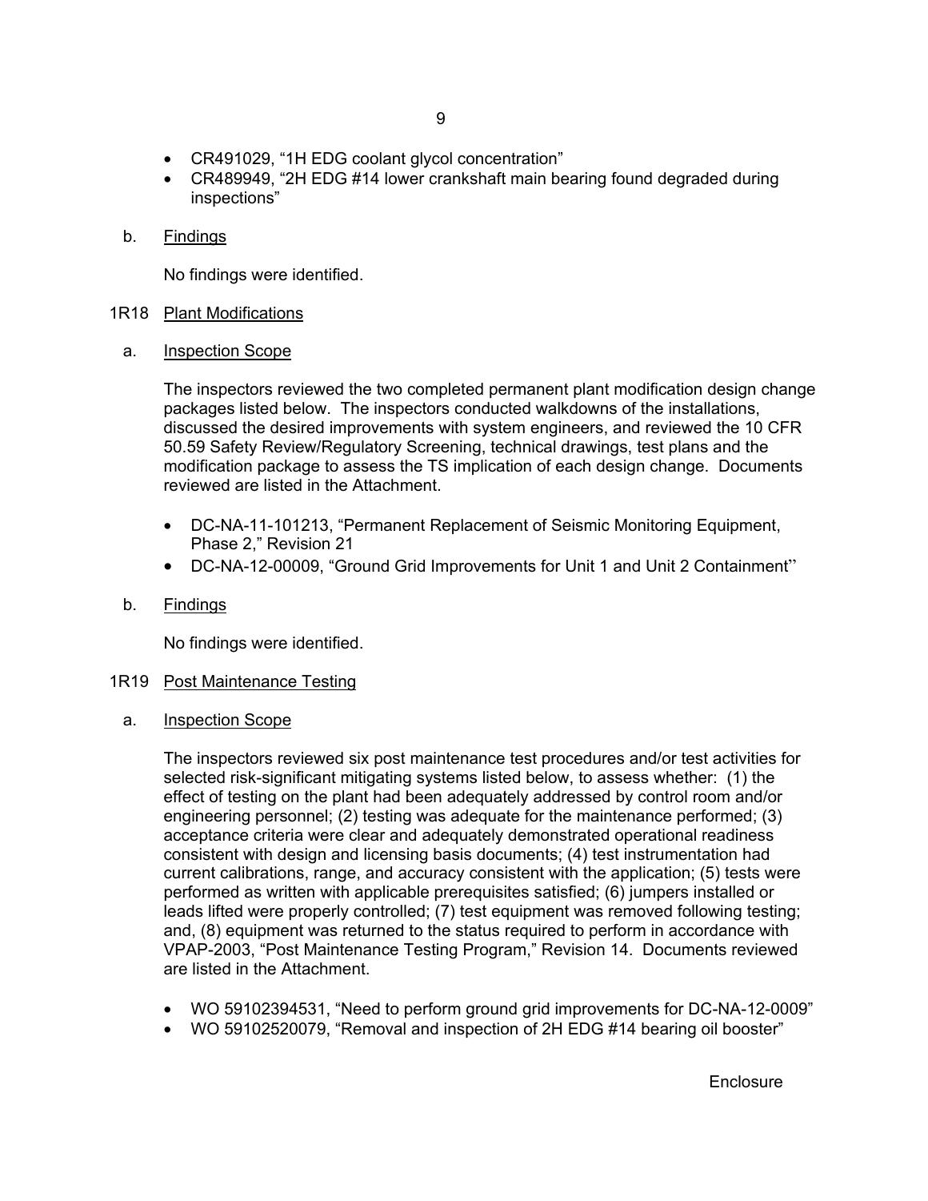- CR491029, “1H EDG coolant glycol concentration”
- CR489949, “2H EDG #14 lower crankshaft main bearing found degraded during inspections”

b. Findings

No findings were identified.

## 1R18 Plant Modifications

a. Inspection Scope

The inspectors reviewed the two completed permanent plant modification design change packages listed below. The inspectors conducted walkdowns of the installations, discussed the desired improvements with system engineers, and reviewed the 10 CFR 50.59 Safety Review/Regulatory Screening, technical drawings, test plans and the modification package to assess the TS implication of each design change. Documents reviewed are listed in the Attachment.

- DC-NA-11-101213, “Permanent Replacement of Seismic Monitoring Equipment, Phase 2,” Revision 21
- DC-NA-12-00009, “Ground Grid Improvements for Unit 1 and Unit 2 Containment”

b. Findings

No findings were identified.

## 1R19 Post Maintenance Testing

a. Inspection Scope

The inspectors reviewed six post maintenance test procedures and/or test activities for selected risk-significant mitigating systems listed below, to assess whether: (1) the effect of testing on the plant had been adequately addressed by control room and/or engineering personnel; (2) testing was adequate for the maintenance performed; (3) acceptance criteria were clear and adequately demonstrated operational readiness consistent with design and licensing basis documents; (4) test instrumentation had current calibrations, range, and accuracy consistent with the application; (5) tests were performed as written with applicable prerequisites satisfied; (6) jumpers installed or leads lifted were properly controlled; (7) test equipment was removed following testing; and, (8) equipment was returned to the status required to perform in accordance with VPAP-2003, “Post Maintenance Testing Program,” Revision 14. Documents reviewed are listed in the Attachment.

- WO 59102394531, “Need to perform ground grid improvements for DC-NA-12-0009”
- WO 59102520079, “Removal and inspection of 2H EDG #14 bearing oil booster”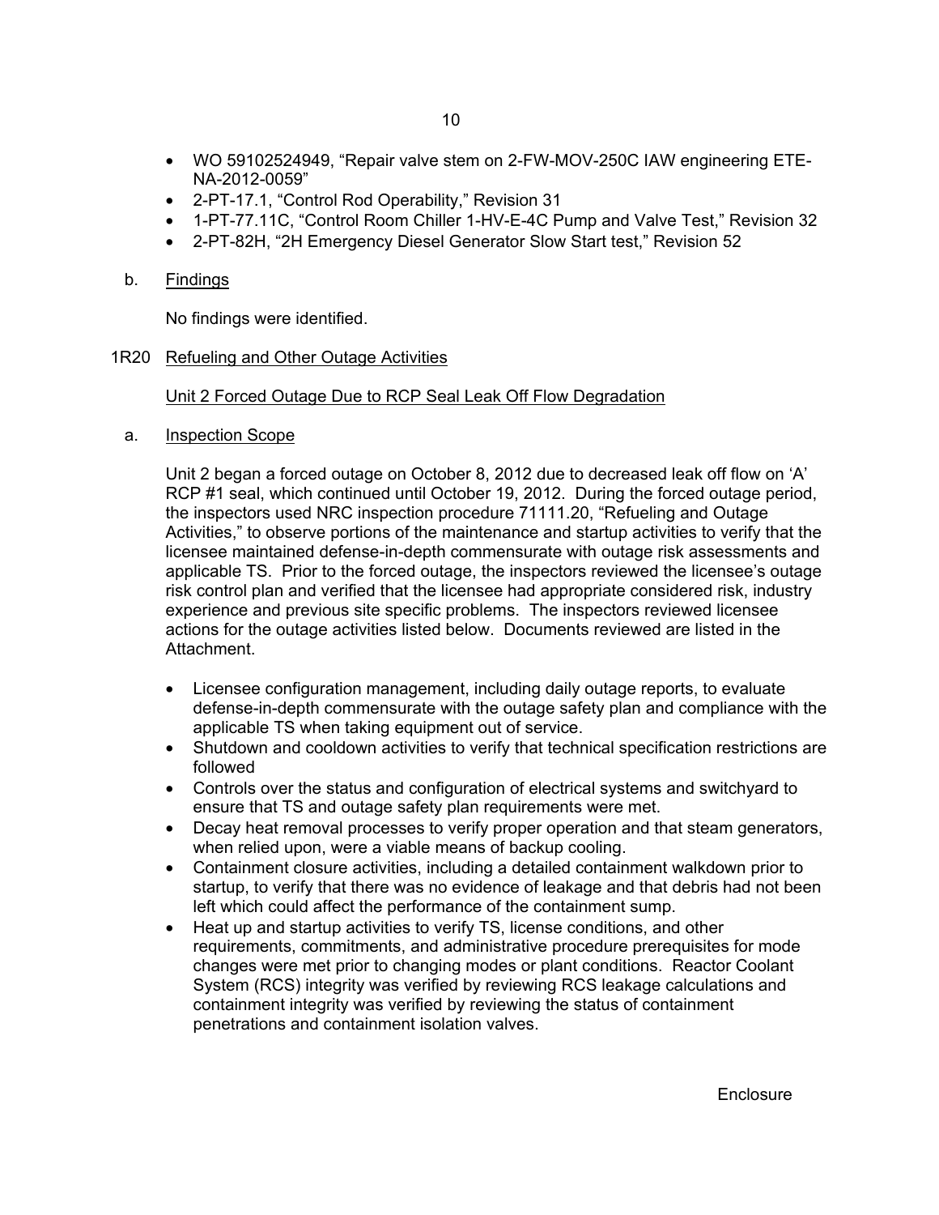- WO 59102524949, "Repair valve stem on 2-FW-MOV-250C IAW engineering ETE-NA-2012-0059"
- 2-PT-17.1, "Control Rod Operability," Revision 31
- 1-PT-77.11C, "Control Room Chiller 1-HV-E-4C Pump and Valve Test," Revision 32
- 2-PT-82H, "2H Emergency Diesel Generator Slow Start test," Revision 52

b. Findings

No findings were identified.

1R20 Refueling and Other Outage Activities

Unit 2 Forced Outage Due to RCP Seal Leak Off Flow Degradation

a. Inspection Scope

Unit 2 began a forced outage on October 8, 2012 due to decreased leak off flow on 'A' RCP #1 seal, which continued until October 19, 2012. During the forced outage period, the inspectors used NRC inspection procedure 71111.20, "Refueling and Outage Activities," to observe portions of the maintenance and startup activities to verify that the licensee maintained defense-in-depth commensurate with outage risk assessments and applicable TS. Prior to the forced outage, the inspectors reviewed the licensee's outage risk control plan and verified that the licensee had appropriate considered risk, industry experience and previous site specific problems. The inspectors reviewed licensee actions for the outage activities listed below. Documents reviewed are listed in the Attachment.

- Licensee configuration management, including daily outage reports, to evaluate defense-in-depth commensurate with the outage safety plan and compliance with the applicable TS when taking equipment out of service.
- Shutdown and cooldown activities to verify that technical specification restrictions are followed
- Controls over the status and configuration of electrical systems and switchyard to ensure that TS and outage safety plan requirements were met.
- Decay heat removal processes to verify proper operation and that steam generators, when relied upon, were a viable means of backup cooling.
- Containment closure activities, including a detailed containment walkdown prior to startup, to verify that there was no evidence of leakage and that debris had not been left which could affect the performance of the containment sump.
- Heat up and startup activities to verify TS, license conditions, and other requirements, commitments, and administrative procedure prerequisites for mode changes were met prior to changing modes or plant conditions. Reactor Coolant System (RCS) integrity was verified by reviewing RCS leakage calculations and containment integrity was verified by reviewing the status of containment penetrations and containment isolation valves.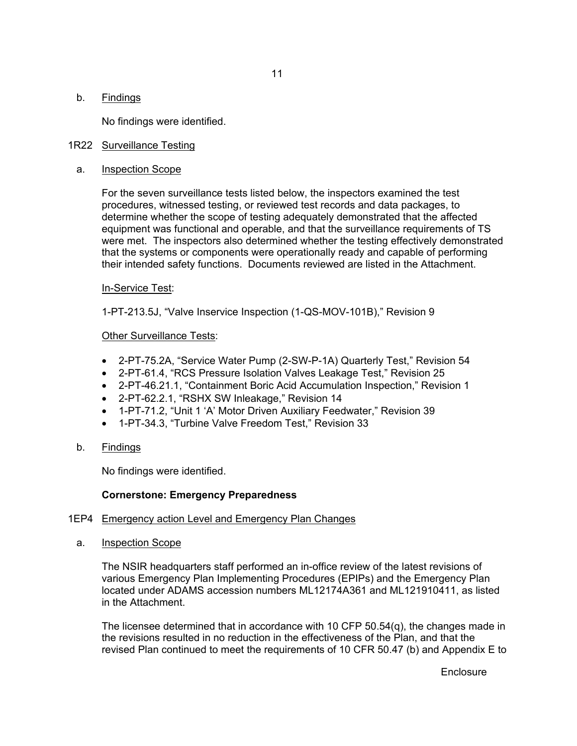b. Findings

No findings were identified.

## 1R22 Surveillance Testing

a. Inspection Scope

For the seven surveillance tests listed below, the inspectors examined the test procedures, witnessed testing, or reviewed test records and data packages, to determine whether the scope of testing adequately demonstrated that the affected equipment was functional and operable, and that the surveillance requirements of TS were met. The inspectors also determined whether the testing effectively demonstrated that the systems or components were operationally ready and capable of performing their intended safety functions. Documents reviewed are listed in the Attachment.

In-Service Test:

1-PT-213.5J, "Valve Inservice Inspection (1-QS-MOV-101B)," Revision 9

Other Surveillance Tests:

- 2-PT-75.2A, "Service Water Pump (2-SW-P-1A) Quarterly Test," Revision 54
- 2-PT-61.4, "RCS Pressure Isolation Valves Leakage Test," Revision 25
- 2-PT-46.21.1, "Containment Boric Acid Accumulation Inspection," Revision 1
- 2-PT-62.2.1, "RSHX SW Inleakage," Revision 14
- 1-PT-71.2, "Unit 1 'A' Motor Driven Auxiliary Feedwater," Revision 39
- 1-PT-34.3, "Turbine Valve Freedom Test," Revision 33

b. Findings

No findings were identified.

**Cornerstone: Emergency Preparedness**

## 1EP4 Emergency action Level and Emergency Plan Changes

a. Inspection Scope

The NSIR headquarters staff performed an in-office review of the latest revisions of various Emergency Plan Implementing Procedures (EPIPs) and the Emergency Plan located under ADAMS accession numbers ML12174A361 and ML121910411, as listed in the Attachment.

The licensee determined that in accordance with 10 CFP 50.54(q), the changes made in the revisions resulted in no reduction in the effectiveness of the Plan, and that the revised Plan continued to meet the requirements of 10 CFR 50.47 (b) and Appendix E to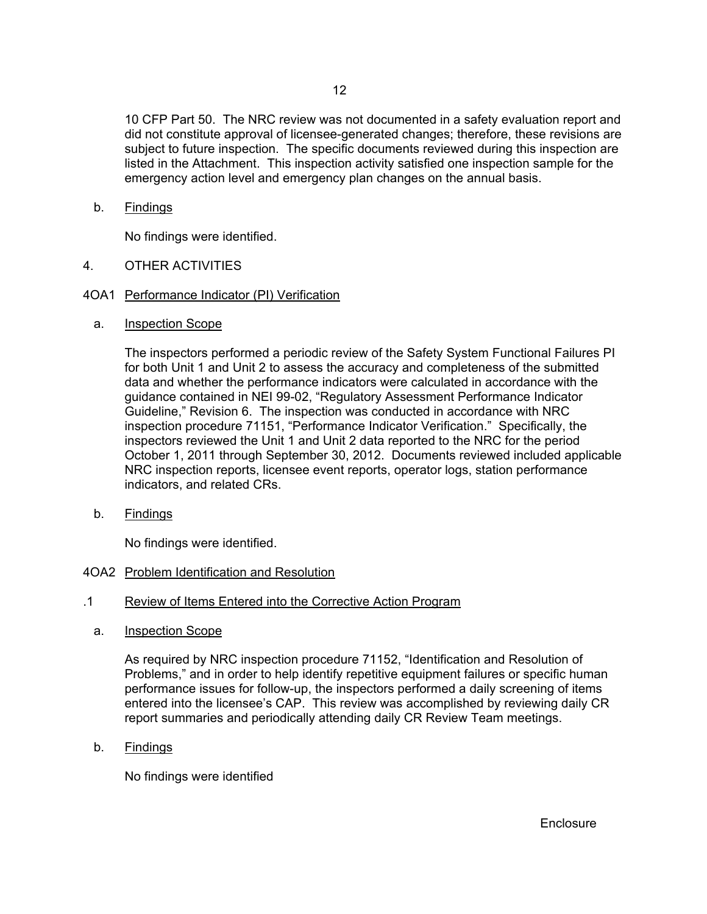10 CFP Part 50. The NRC review was not documented in a safety evaluation report and did not constitute approval of licensee-generated changes; therefore, these revisions are subject to future inspection. The specific documents reviewed during this inspection are listed in the Attachment. This inspection activity satisfied one inspection sample for the emergency action level and emergency plan changes on the annual basis.

b. Findings

No findings were identified.

## 4. OTHER ACTIVITIES

### 4OA1 Performance Indicator (PI) Verification

a. Inspection Scope

The inspectors performed a periodic review of the Safety System Functional Failures PI for both Unit 1 and Unit 2 to assess the accuracy and completeness of the submitted data and whether the performance indicators were calculated in accordance with the guidance contained in NEI 99-02, "Regulatory Assessment Performance Indicator Guideline," Revision 6. The inspection was conducted in accordance with NRC inspection procedure 71151, "Performance Indicator Verification." Specifically, the inspectors reviewed the Unit 1 and Unit 2 data reported to the NRC for the period October 1, 2011 through September 30, 2012. Documents reviewed included applicable NRC inspection reports, licensee event reports, operator logs, station performance indicators, and related CRs.

b. Findings

No findings were identified.

### 4OA2 Problem Identification and Resolution

.1 Review of Items Entered into the Corrective Action Program

a. Inspection Scope

As required by NRC inspection procedure 71152, "Identification and Resolution of Problems," and in order to help identify repetitive equipment failures or specific human performance issues for follow-up, the inspectors performed a daily screening of items entered into the licensee's CAP. This review was accomplished by reviewing daily CR report summaries and periodically attending daily CR Review Team meetings.

b. Findings

No findings were identified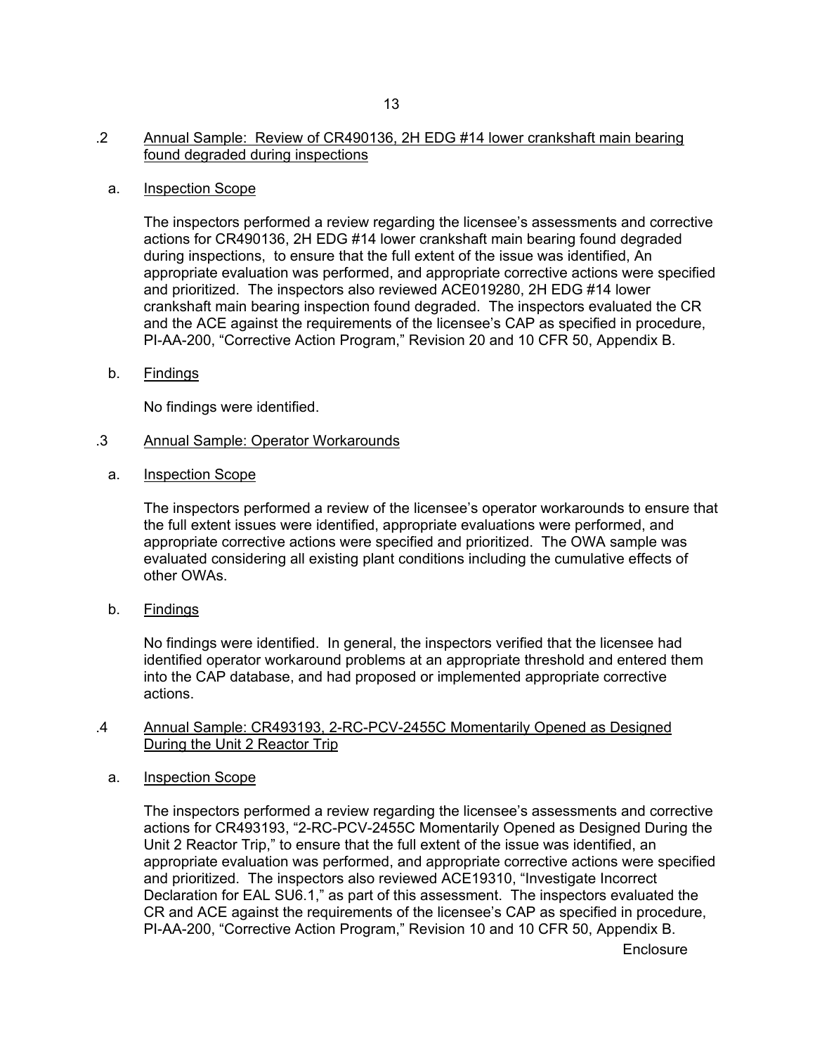### .2 Annual Sample: Review of CR490136, 2H EDG #14 lower crankshaft main bearing found degraded during inspections

a. Inspection Scope

The inspectors performed a review regarding the licensee's assessments and corrective actions for CR490136, 2H EDG #14 lower crankshaft main bearing found degraded during inspections, to ensure that the full extent of the issue was identified, An appropriate evaluation was performed, and appropriate corrective actions were specified and prioritized. The inspectors also reviewed ACE019280, 2H EDG #14 lower crankshaft main bearing inspection found degraded. The inspectors evaluated the CR and the ACE against the requirements of the licensee's CAP as specified in procedure, PI-AA-200, "Corrective Action Program," Revision 20 and 10 CFR 50, Appendix B.

b. Findings

No findings were identified.

### .3 Annual Sample: Operator Workarounds

a. Inspection Scope

The inspectors performed a review of the licensee's operator workarounds to ensure that the full extent issues were identified, appropriate evaluations were performed, and appropriate corrective actions were specified and prioritized. The OWA sample was evaluated considering all existing plant conditions including the cumulative effects of other OWAs.

b. Findings

No findings were identified. In general, the inspectors verified that the licensee had identified operator workaround problems at an appropriate threshold and entered them into the CAP database, and had proposed or implemented appropriate corrective actions.

### .4 Annual Sample: CR493193, 2-RC-PCV-2455C Momentarily Opened as Designed During the Unit 2 Reactor Trip

a. Inspection Scope

The inspectors performed a review regarding the licensee's assessments and corrective actions for CR493193, "2-RC-PCV-2455C Momentarily Opened as Designed During the Unit 2 Reactor Trip," to ensure that the full extent of the issue was identified, an appropriate evaluation was performed, and appropriate corrective actions were specified and prioritized. The inspectors also reviewed ACE19310, "Investigate Incorrect Declaration for EAL SU6.1," as part of this assessment. The inspectors evaluated the CR and ACE against the requirements of the licensee's CAP as specified in procedure, PI-AA-200, "Corrective Action Program," Revision 10 and 10 CFR 50, Appendix B.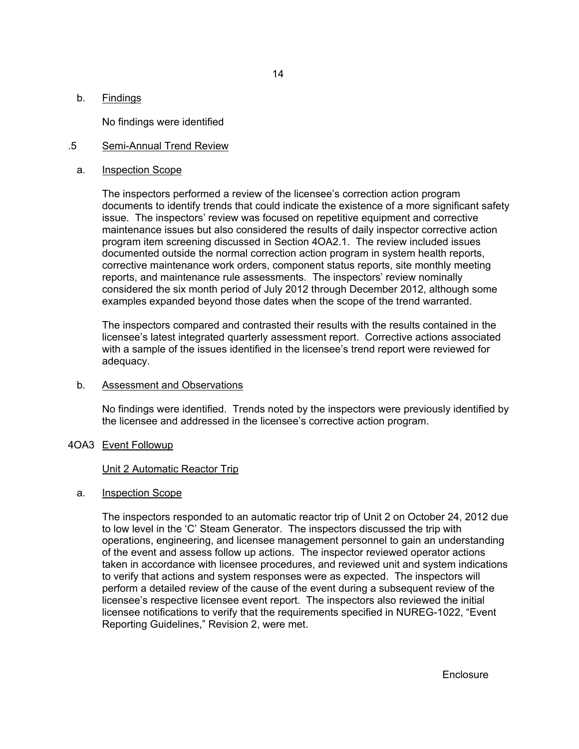b. Findings

No findings were identified

### .5 Semi-Annual Trend Review

a. Inspection Scope

The inspectors performed a review of the licensee's correction action program documents to identify trends that could indicate the existence of a more significant safety issue. The inspectors' review was focused on repetitive equipment and corrective maintenance issues but also considered the results of daily inspector corrective action program item screening discussed in Section 4OA2.1. The review included issues documented outside the normal correction action program in system health reports, corrective maintenance work orders, component status reports, site monthly meeting reports, and maintenance rule assessments. The inspectors' review nominally considered the six month period of July 2012 through December 2012, although some examples expanded beyond those dates when the scope of the trend warranted.

The inspectors compared and contrasted their results with the results contained in the licensee's latest integrated quarterly assessment report. Corrective actions associated with a sample of the issues identified in the licensee's trend report were reviewed for adequacy.

b. Assessment and Observations

No findings were identified. Trends noted by the inspectors were previously identified by the licensee and addressed in the licensee's corrective action program.

## 4OA3 Event Followup

Unit 2 Automatic Reactor Trip

a. Inspection Scope

The inspectors responded to an automatic reactor trip of Unit 2 on October 24, 2012 due to low level in the 'C' Steam Generator. The inspectors discussed the trip with operations, engineering, and licensee management personnel to gain an understanding of the event and assess follow up actions. The inspector reviewed operator actions taken in accordance with licensee procedures, and reviewed unit and system indications to verify that actions and system responses were as expected. The inspectors will perform a detailed review of the cause of the event during a subsequent review of the licensee's respective licensee event report. The inspectors also reviewed the initial licensee notifications to verify that the requirements specified in NUREG-1022, "Event Reporting Guidelines," Revision 2, were met.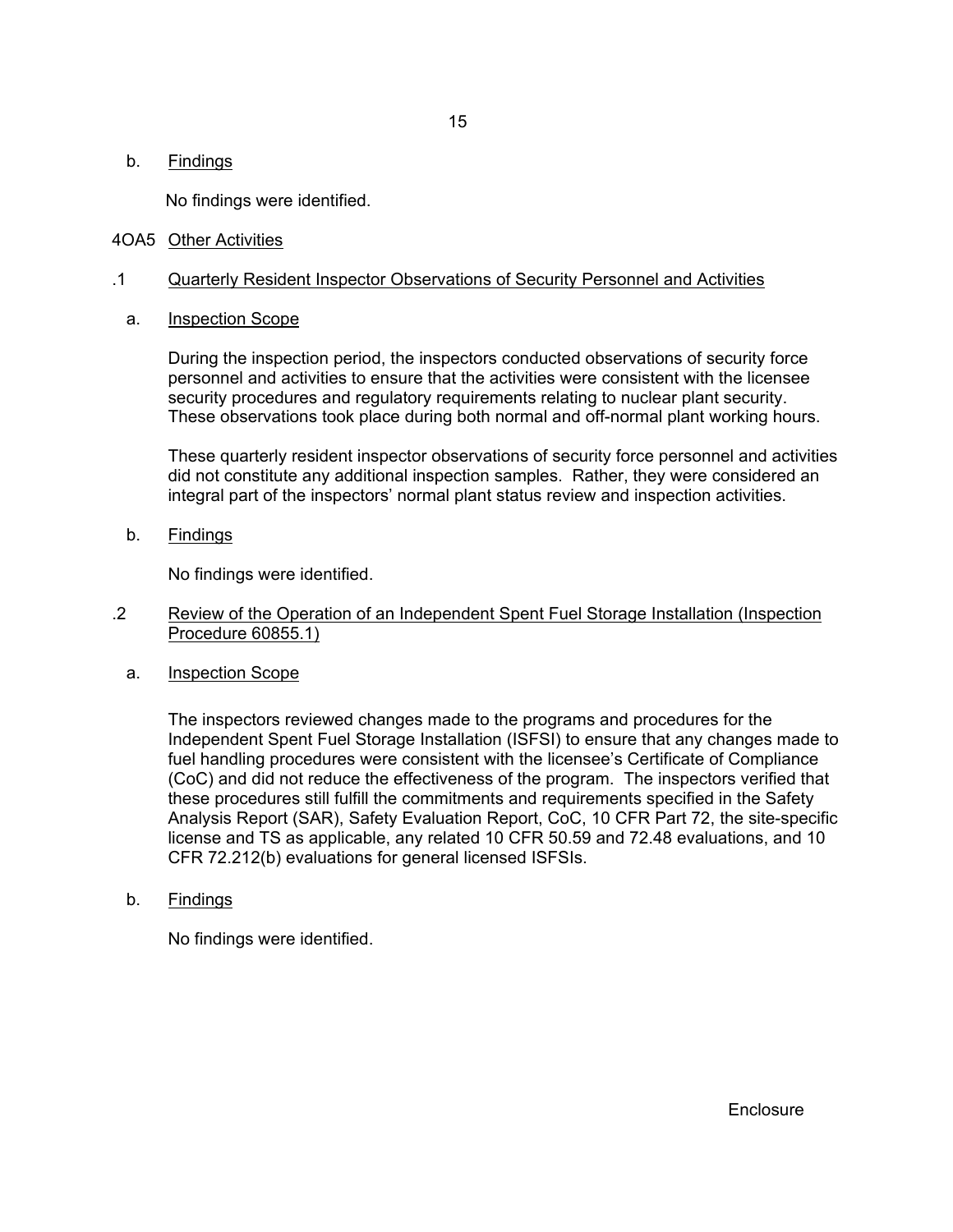b. Findings

No findings were identified.

## 4OA5 Other Activities

### .1 Quarterly Resident Inspector Observations of Security Personnel and Activities

a. Inspection Scope

During the inspection period, the inspectors conducted observations of security force personnel and activities to ensure that the activities were consistent with the licensee security procedures and regulatory requirements relating to nuclear plant security. These observations took place during both normal and off-normal plant working hours.

These quarterly resident inspector observations of security force personnel and activities did not constitute any additional inspection samples. Rather, they were considered an integral part of the inspectors' normal plant status review and inspection activities.

b. Findings

No findings were identified.

### .2 Review of the Operation of an Independent Spent Fuel Storage Installation (Inspection Procedure 60855.1)

a. Inspection Scope

The inspectors reviewed changes made to the programs and procedures for the Independent Spent Fuel Storage Installation (ISFSI) to ensure that any changes made to fuel handling procedures were consistent with the licensee's Certificate of Compliance (CoC) and did not reduce the effectiveness of the program. The inspectors verified that these procedures still fulfill the commitments and requirements specified in the Safety Analysis Report (SAR), Safety Evaluation Report, CoC, 10 CFR Part 72, the site-specific license and TS as applicable, any related 10 CFR 50.59 and 72.48 evaluations, and 10 CFR 72.212(b) evaluations for general licensed ISFSIs.

b. Findings

No findings were identified.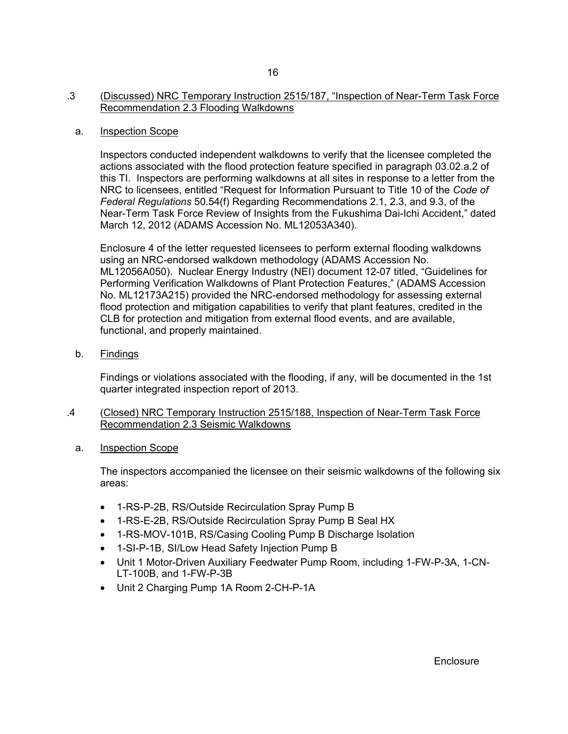.3 (Discussed) NRC Temporary Instruction 2515/187, "Inspection of Near-Term Task Force Recommendation 2.3 Flooding Walkdowns

a. Inspection Scope

Inspectors conducted independent walkdowns to verify that the licensee completed the actions associated with the flood protection feature specified in paragraph 03.02.a.2 of this TI. Inspectors are performing walkdowns at all sites in response to a letter from the NRC to licensees, entitled "Request for Information Pursuant to Title 10 of the *Code of Federal Regulations* 50.54(f) Regarding Recommendations 2.1, 2.3, and 9.3, of the Near-Term Task Force Review of Insights from the Fukushima Dai-Ichi Accident," dated March 12, 2012 (ADAMS Accession No. ML12053A340).

Enclosure 4 of the letter requested licensees to perform external flooding walkdowns using an NRC-endorsed walkdown methodology (ADAMS Accession No. ML12056A050). Nuclear Energy Industry (NEI) document 12-07 titled, "Guidelines for Performing Verification Walkdowns of Plant Protection Features," (ADAMS Accession No. ML12173A215) provided the NRC-endorsed methodology for assessing external flood protection and mitigation capabilities to verify that plant features, credited in the CLB for protection and mitigation from external flood events, and are available, functional, and properly maintained.

b. Findings

Findings or violations associated with the flooding, if any, will be documented in the 1st quarter integrated inspection report of 2013.

.4 (Closed) NRC Temporary Instruction 2515/188, Inspection of Near-Term Task Force Recommendation 2.3 Seismic Walkdowns

a. Inspection Scope

The inspectors accompanied the licensee on their seismic walkdowns of the following six areas:

- 1-RS-P-2B, RS/Outside Recirculation Spray Pump B
- 1-RS-E-2B, RS/Outside Recirculation Spray Pump B Seal HX
- 1-RS-MOV-101B, RS/Casing Cooling Pump B Discharge Isolation
- 1-SI-P-1B, SI/Low Head Safety Injection Pump B
- Unit 1 Motor-Driven Auxiliary Feedwater Pump Room, including 1-FW-P-3A, 1-CN-LT-100B, and 1-FW-P-3B
- Unit 2 Charging Pump 1A Room 2-CH-P-1A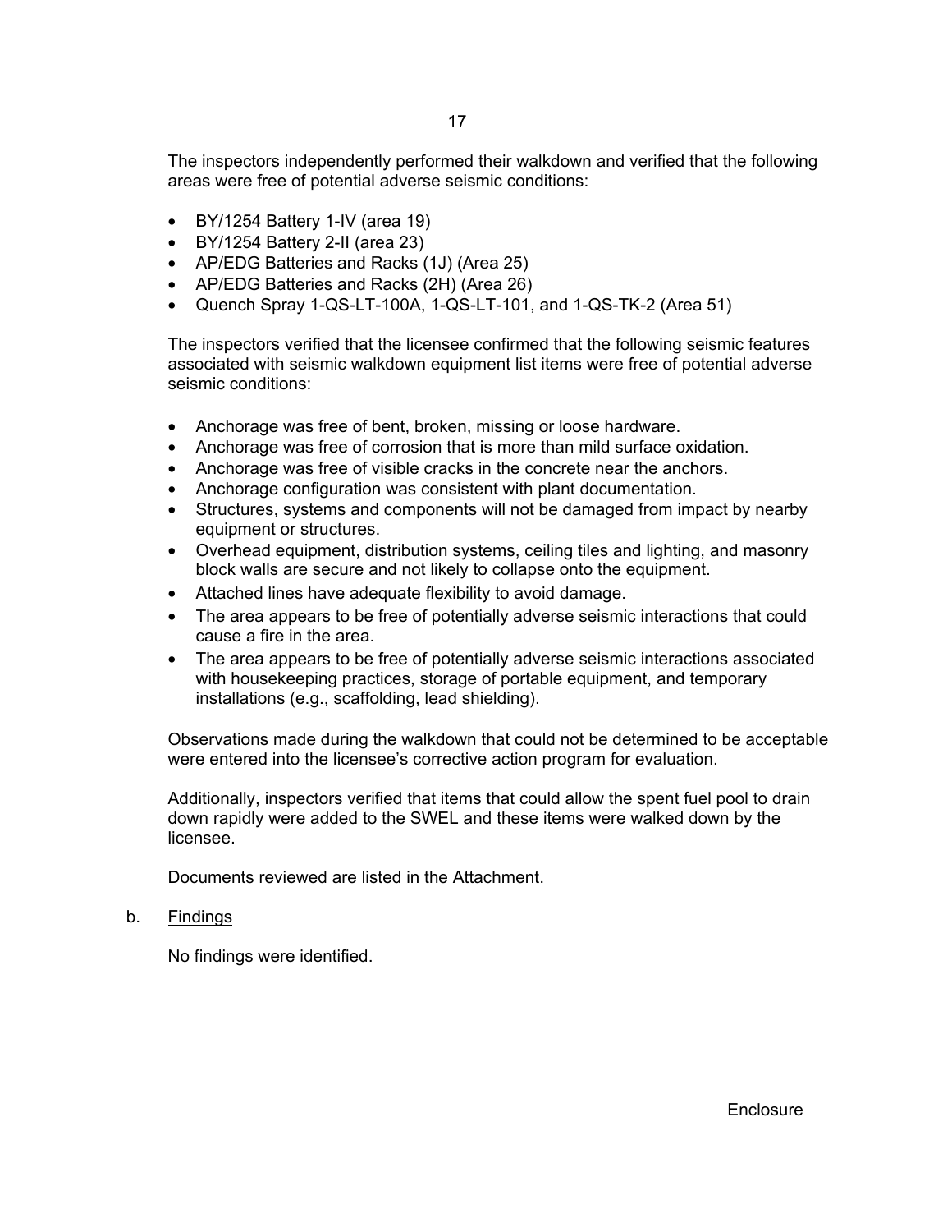The inspectors independently performed their walkdown and verified that the following areas were free of potential adverse seismic conditions:

- BY/1254 Battery 1-IV (area 19)
- BY/1254 Battery 2-II (area 23)
- AP/EDG Batteries and Racks (1J) (Area 25)
- AP/EDG Batteries and Racks (2H) (Area 26)
- Quench Spray 1-QS-LT-100A, 1-QS-LT-101, and 1-QS-TK-2 (Area 51)

The inspectors verified that the licensee confirmed that the following seismic features associated with seismic walkdown equipment list items were free of potential adverse seismic conditions:

- Anchorage was free of bent, broken, missing or loose hardware.
- Anchorage was free of corrosion that is more than mild surface oxidation.
- Anchorage was free of visible cracks in the concrete near the anchors.
- Anchorage configuration was consistent with plant documentation.
- Structures, systems and components will not be damaged from impact by nearby equipment or structures.
- Overhead equipment, distribution systems, ceiling tiles and lighting, and masonry block walls are secure and not likely to collapse onto the equipment.
- Attached lines have adequate flexibility to avoid damage.
- The area appears to be free of potentially adverse seismic interactions that could cause a fire in the area.
- The area appears to be free of potentially adverse seismic interactions associated with housekeeping practices, storage of portable equipment, and temporary installations (e.g., scaffolding, lead shielding).

Observations made during the walkdown that could not be determined to be acceptable were entered into the licensee's corrective action program for evaluation.

Additionally, inspectors verified that items that could allow the spent fuel pool to drain down rapidly were added to the SWEL and these items were walked down by the licensee.

Documents reviewed are listed in the Attachment.

b. Findings

No findings were identified.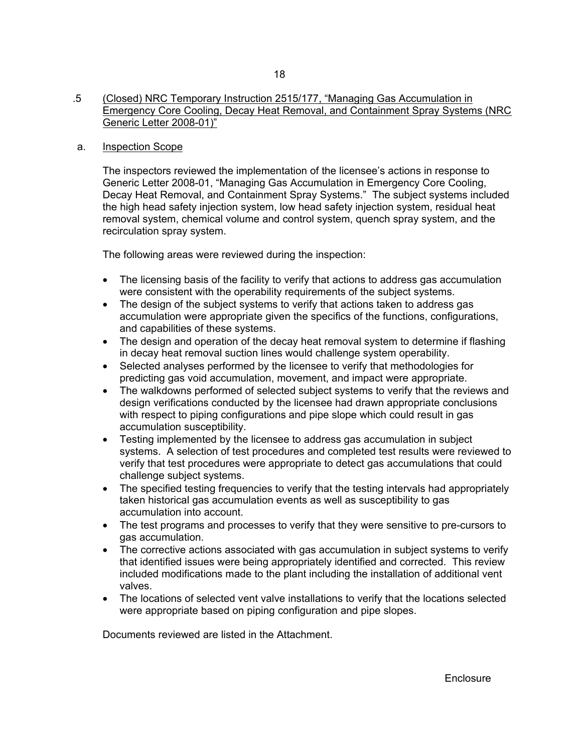.5 (Closed) NRC Temporary Instruction 2515/177, "Managing Gas Accumulation in Emergency Core Cooling, Decay Heat Removal, and Containment Spray Systems (NRC Generic Letter 2008-01)"

a. Inspection Scope

The inspectors reviewed the implementation of the licensee's actions in response to Generic Letter 2008-01, "Managing Gas Accumulation in Emergency Core Cooling, Decay Heat Removal, and Containment Spray Systems." The subject systems included the high head safety injection system, low head safety injection system, residual heat removal system, chemical volume and control system, quench spray system, and the recirculation spray system.

The following areas were reviewed during the inspection:

- The licensing basis of the facility to verify that actions to address gas accumulation were consistent with the operability requirements of the subject systems.
- The design of the subject systems to verify that actions taken to address gas accumulation were appropriate given the specifics of the functions, configurations, and capabilities of these systems.
- The design and operation of the decay heat removal system to determine if flashing in decay heat removal suction lines would challenge system operability.
- Selected analyses performed by the licensee to verify that methodologies for predicting gas void accumulation, movement, and impact were appropriate.
- The walkdowns performed of selected subject systems to verify that the reviews and design verifications conducted by the licensee had drawn appropriate conclusions with respect to piping configurations and pipe slope which could result in gas accumulation susceptibility.
- Testing implemented by the licensee to address gas accumulation in subject systems. A selection of test procedures and completed test results were reviewed to verify that test procedures were appropriate to detect gas accumulations that could challenge subject systems.
- The specified testing frequencies to verify that the testing intervals had appropriately taken historical gas accumulation events as well as susceptibility to gas accumulation into account.
- The test programs and processes to verify that they were sensitive to pre-cursors to gas accumulation.
- The corrective actions associated with gas accumulation in subject systems to verify that identified issues were being appropriately identified and corrected. This review included modifications made to the plant including the installation of additional vent valves.
- The locations of selected vent valve installations to verify that the locations selected were appropriate based on piping configuration and pipe slopes.

Documents reviewed are listed in the Attachment.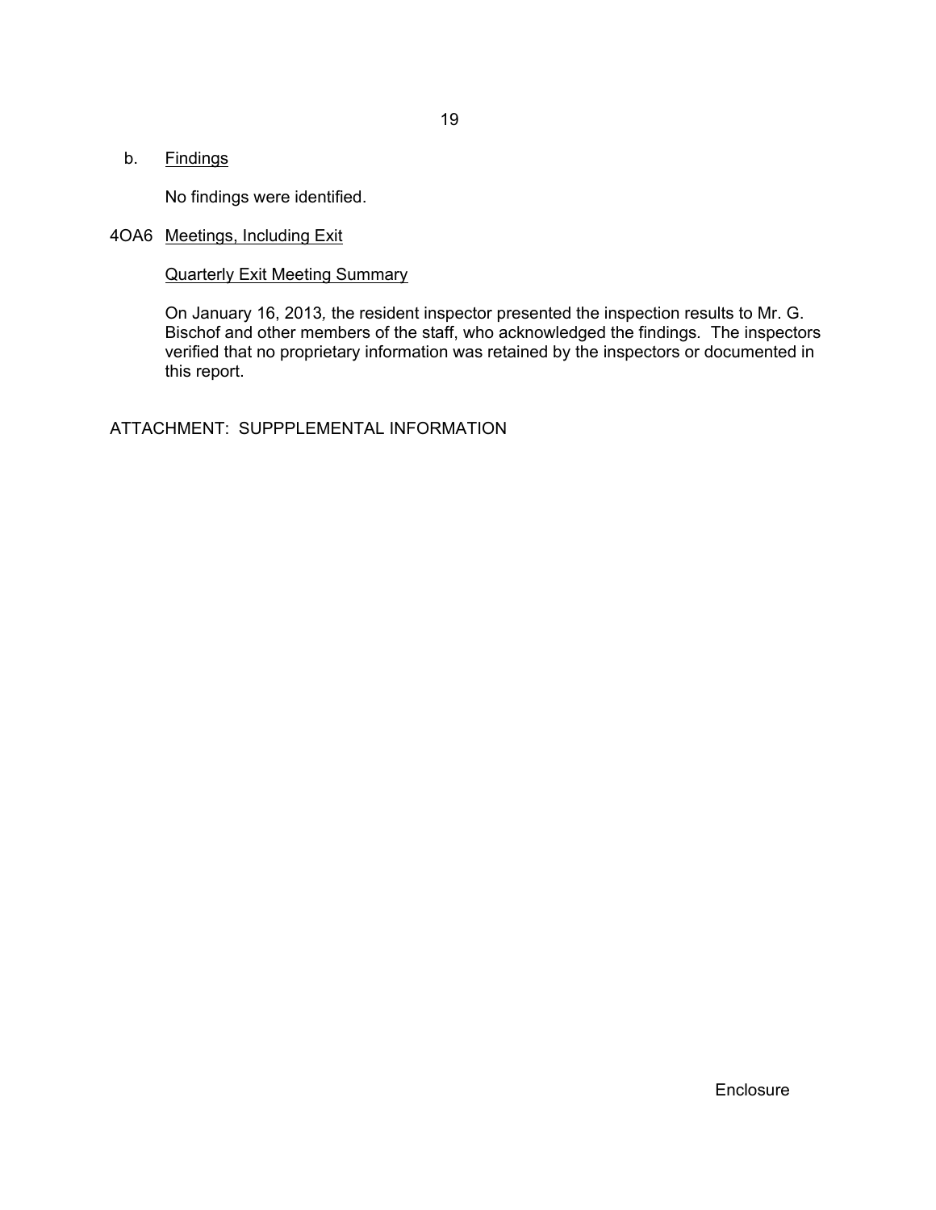b. <u>Findings</u>

No findings were identified.

4OA6 <u>Meetings, Including Exit</u>

<u>Quarterly Exit Meeting Summary</u>

On January 16, 2013, the resident inspector presented the inspection results to Mr. G. Bischof and other members of the staff, who acknowledged the findings. The inspectors verified that no proprietary information was retained by the inspectors or documented in this report.

ATTACHMENT: SUPPPLEMENTAL INFORMATION

Enclosure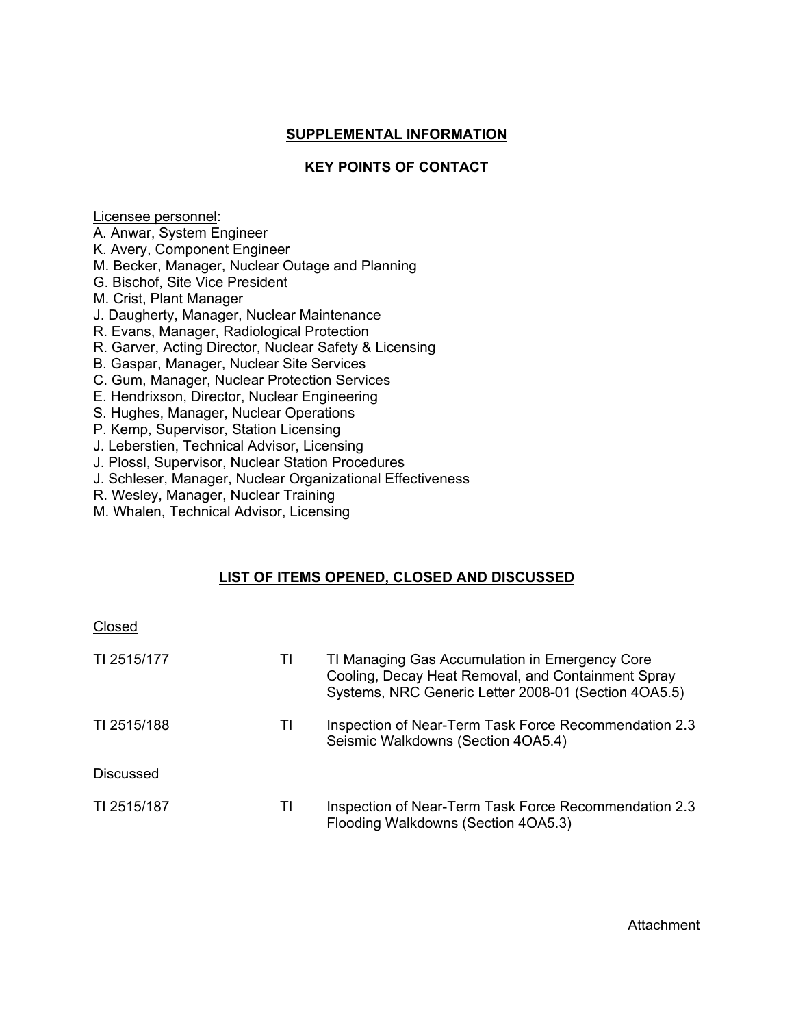## SUPPLEMENTAL INFORMATION

### KEY POINTS OF CONTACT

Licensee personnel:

A. Anwar, System Engineer
K. Avery, Component Engineer
M. Becker, Manager, Nuclear Outage and Planning
G. Bischof, Site Vice President
M. Crist, Plant Manager
J. Daugherty, Manager, Nuclear Maintenance
R. Evans, Manager, Radiological Protection
R. Garver, Acting Director, Nuclear Safety & Licensing
B. Gaspar, Manager, Nuclear Site Services
C. Gum, Manager, Nuclear Protection Services
E. Hendrixson, Director, Nuclear Engineering
S. Hughes, Manager, Nuclear Operations
P. Kemp, Supervisor, Station Licensing
J. Leberstien, Technical Advisor, Licensing
J. Plossl, Supervisor, Nuclear Station Procedures
J. Schleser, Manager, Nuclear Organizational Effectiveness
R. Wesley, Manager, Nuclear Training
M. Whalen, Technical Advisor, Licensing

## LIST OF ITEMS OPENED, CLOSED AND DISCUSSED

Closed

| | | |
|---|---|---|
| TI 2515/177 | TI | TI Managing Gas Accumulation in Emergency Core Cooling, Decay Heat Removal, and Containment Spray Systems, NRC Generic Letter 2008-01 (Section 4OA5.5) |
| TI 2515/188 | TI | Inspection of Near-Term Task Force Recommendation 2.3 Seismic Walkdowns (Section 4OA5.4) |

Discussed

| | | |
|---|---|---|
| TI 2515/187 | TI | Inspection of Near-Term Task Force Recommendation 2.3 Flooding Walkdowns (Section 4OA5.3) |

Attachment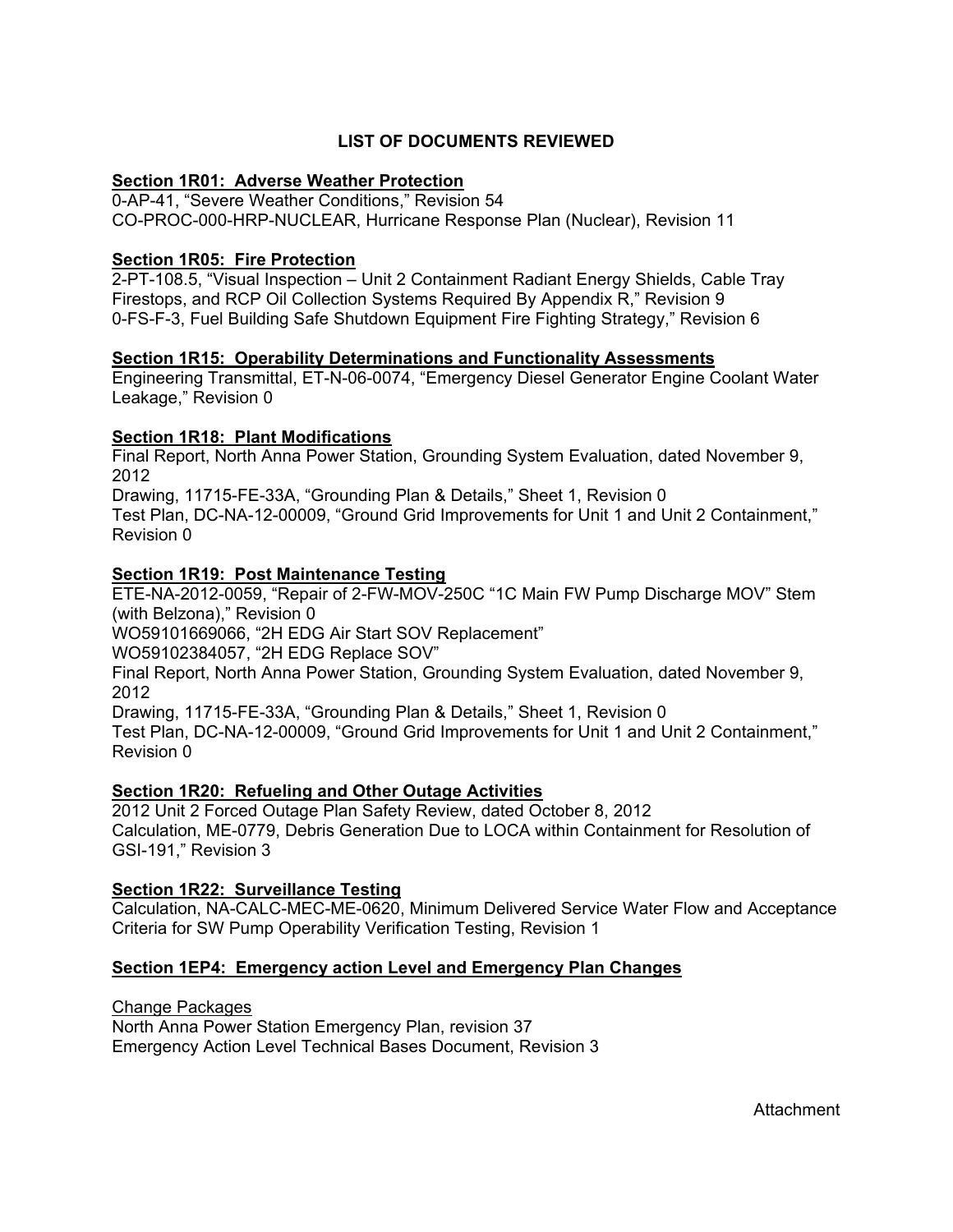## LIST OF DOCUMENTS REVIEWED

**Section 1R01: Adverse Weather Protection**

0-AP-41, "Severe Weather Conditions," Revision 54
CO-PROC-000-HRP-NUCLEAR, Hurricane Response Plan (Nuclear), Revision 11

**Section 1R05: Fire Protection**

2-PT-108.5, "Visual Inspection – Unit 2 Containment Radiant Energy Shields, Cable Tray Firestops, and RCP Oil Collection Systems Required By Appendix R," Revision 9
0-FS-F-3, Fuel Building Safe Shutdown Equipment Fire Fighting Strategy," Revision 6

**Section 1R15: Operability Determinations and Functionality Assessments**

Engineering Transmittal, ET-N-06-0074, "Emergency Diesel Generator Engine Coolant Water Leakage," Revision 0

**Section 1R18: Plant Modifications**

Final Report, North Anna Power Station, Grounding System Evaluation, dated November 9, 2012
Drawing, 11715-FE-33A, "Grounding Plan & Details," Sheet 1, Revision 0
Test Plan, DC-NA-12-00009, "Ground Grid Improvements for Unit 1 and Unit 2 Containment," Revision 0

**Section 1R19: Post Maintenance Testing**

ETE-NA-2012-0059, "Repair of 2-FW-MOV-250C "1C Main FW Pump Discharge MOV" Stem (with Belzona)," Revision 0
WO59101669066, "2H EDG Air Start SOV Replacement"
WO59102384057, "2H EDG Replace SOV"
Final Report, North Anna Power Station, Grounding System Evaluation, dated November 9, 2012
Drawing, 11715-FE-33A, "Grounding Plan & Details," Sheet 1, Revision 0
Test Plan, DC-NA-12-00009, "Ground Grid Improvements for Unit 1 and Unit 2 Containment," Revision 0

**Section 1R20: Refueling and Other Outage Activities**

2012 Unit 2 Forced Outage Plan Safety Review, dated October 8, 2012
Calculation, ME-0779, Debris Generation Due to LOCA within Containment for Resolution of GSI-191," Revision 3

**Section 1R22: Surveillance Testing**

Calculation, NA-CALC-MEC-ME-0620, Minimum Delivered Service Water Flow and Acceptance Criteria for SW Pump Operability Verification Testing, Revision 1

**Section 1EP4: Emergency action Level and Emergency Plan Changes**

Change Packages
North Anna Power Station Emergency Plan, revision 37
Emergency Action Level Technical Bases Document, Revision 3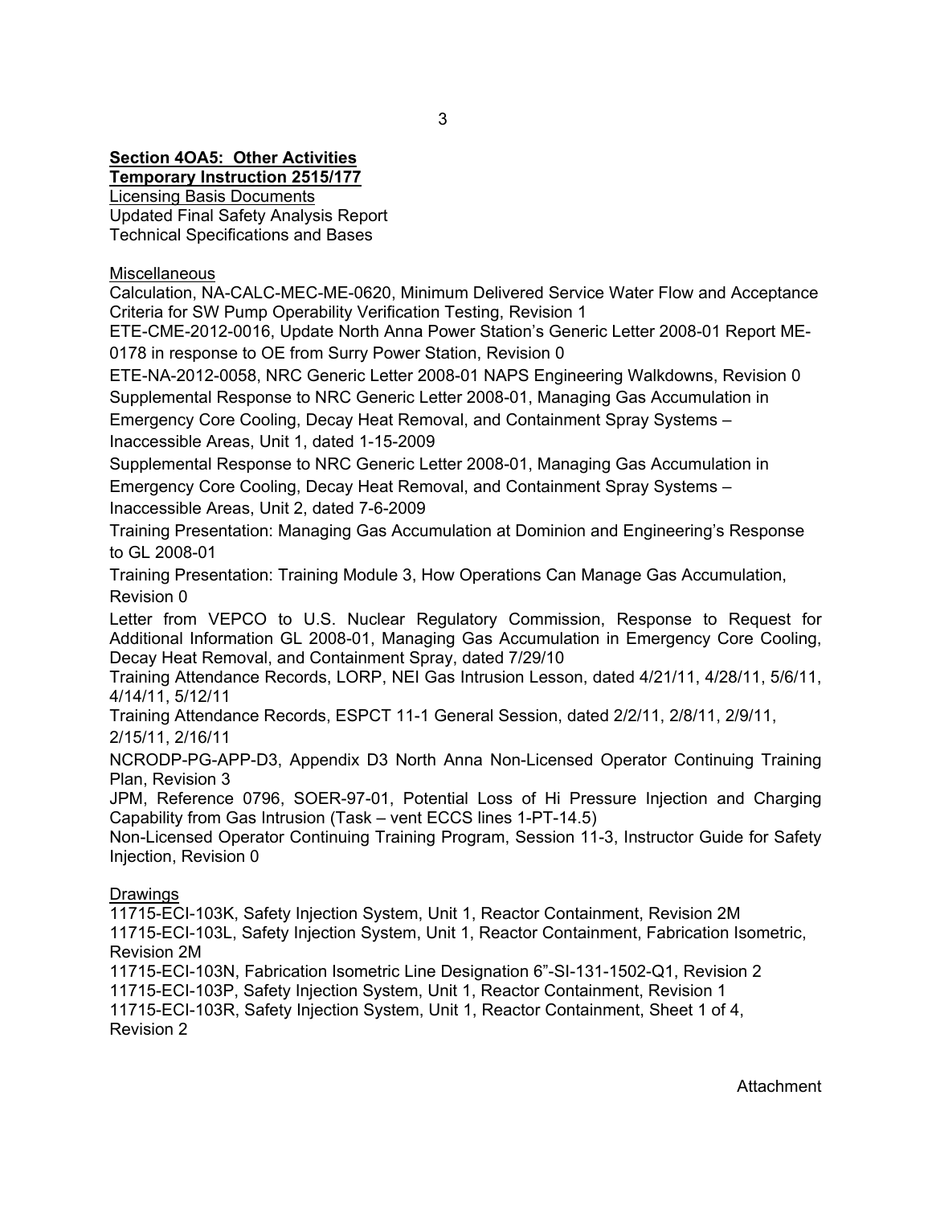**Section 4OA5: Other Activities**
**Temporary Instruction 2515/177**

Licensing Basis Documents
Updated Final Safety Analysis Report
Technical Specifications and Bases

Miscellaneous
Calculation, NA-CALC-MEC-ME-0620, Minimum Delivered Service Water Flow and Acceptance Criteria for SW Pump Operability Verification Testing, Revision 1
ETE-CME-2012-0016, Update North Anna Power Station's Generic Letter 2008-01 Report ME-0178 in response to OE from Surry Power Station, Revision 0
ETE-NA-2012-0058, NRC Generic Letter 2008-01 NAPS Engineering Walkdowns, Revision 0
Supplemental Response to NRC Generic Letter 2008-01, Managing Gas Accumulation in Emergency Core Cooling, Decay Heat Removal, and Containment Spray Systems – Inaccessible Areas, Unit 1, dated 1-15-2009
Supplemental Response to NRC Generic Letter 2008-01, Managing Gas Accumulation in Emergency Core Cooling, Decay Heat Removal, and Containment Spray Systems – Inaccessible Areas, Unit 2, dated 7-6-2009
Training Presentation: Managing Gas Accumulation at Dominion and Engineering's Response to GL 2008-01
Training Presentation: Training Module 3, How Operations Can Manage Gas Accumulation, Revision 0
Letter from VEPCO to U.S. Nuclear Regulatory Commission, Response to Request for Additional Information GL 2008-01, Managing Gas Accumulation in Emergency Core Cooling, Decay Heat Removal, and Containment Spray, dated 7/29/10
Training Attendance Records, LORP, NEI Gas Intrusion Lesson, dated 4/21/11, 4/28/11, 5/6/11, 4/14/11, 5/12/11
Training Attendance Records, ESPCT 11-1 General Session, dated 2/2/11, 2/8/11, 2/9/11, 2/15/11, 2/16/11
NCRODP-PG-APP-D3, Appendix D3 North Anna Non-Licensed Operator Continuing Training Plan, Revision 3
JPM, Reference 0796, SOER-97-01, Potential Loss of Hi Pressure Injection and Charging Capability from Gas Intrusion (Task – vent ECCS lines 1-PT-14.5)
Non-Licensed Operator Continuing Training Program, Session 11-3, Instructor Guide for Safety Injection, Revision 0

Drawings
11715-ECI-103K, Safety Injection System, Unit 1, Reactor Containment, Revision 2M
11715-ECI-103L, Safety Injection System, Unit 1, Reactor Containment, Fabrication Isometric, Revision 2M
11715-ECI-103N, Fabrication Isometric Line Designation 6"-SI-131-1502-Q1, Revision 2
11715-ECI-103P, Safety Injection System, Unit 1, Reactor Containment, Revision 1
11715-ECI-103R, Safety Injection System, Unit 1, Reactor Containment, Sheet 1 of 4, Revision 2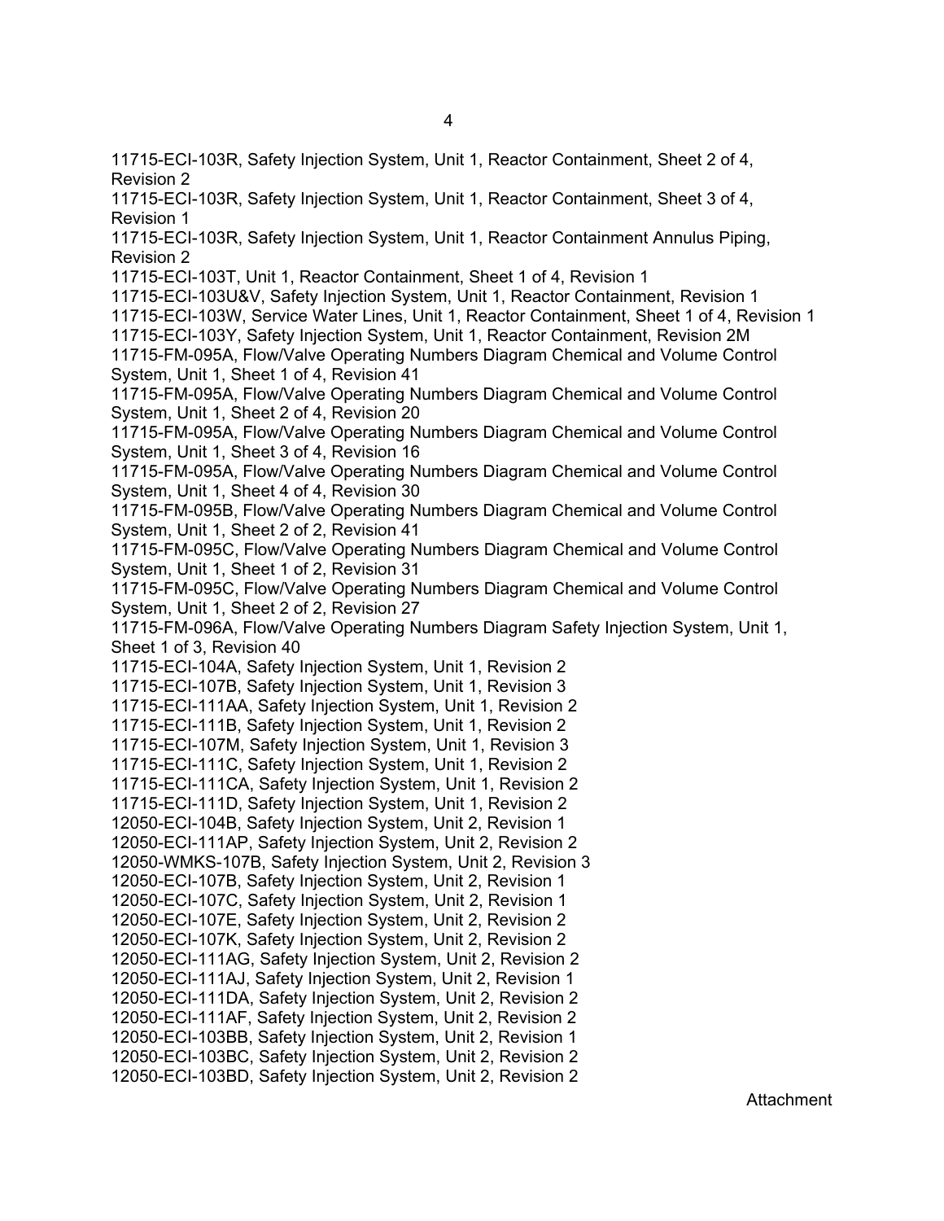11715-ECI-103R, Safety Injection System, Unit 1, Reactor Containment, Sheet 2 of 4, Revision 2
11715-ECI-103R, Safety Injection System, Unit 1, Reactor Containment, Sheet 3 of 4, Revision 1
11715-ECI-103R, Safety Injection System, Unit 1, Reactor Containment Annulus Piping, Revision 2
11715-ECI-103T, Unit 1, Reactor Containment, Sheet 1 of 4, Revision 1
11715-ECI-103U&V, Safety Injection System, Unit 1, Reactor Containment, Revision 1
11715-ECI-103W, Service Water Lines, Unit 1, Reactor Containment, Sheet 1 of 4, Revision 1
11715-ECI-103Y, Safety Injection System, Unit 1, Reactor Containment, Revision 2M
11715-FM-095A, Flow/Valve Operating Numbers Diagram Chemical and Volume Control System, Unit 1, Sheet 1 of 4, Revision 41
11715-FM-095A, Flow/Valve Operating Numbers Diagram Chemical and Volume Control System, Unit 1, Sheet 2 of 4, Revision 20
11715-FM-095A, Flow/Valve Operating Numbers Diagram Chemical and Volume Control System, Unit 1, Sheet 3 of 4, Revision 16
11715-FM-095A, Flow/Valve Operating Numbers Diagram Chemical and Volume Control System, Unit 1, Sheet 4 of 4, Revision 30
11715-FM-095B, Flow/Valve Operating Numbers Diagram Chemical and Volume Control System, Unit 1, Sheet 2 of 2, Revision 41
11715-FM-095C, Flow/Valve Operating Numbers Diagram Chemical and Volume Control System, Unit 1, Sheet 1 of 2, Revision 31
11715-FM-095C, Flow/Valve Operating Numbers Diagram Chemical and Volume Control System, Unit 1, Sheet 2 of 2, Revision 27
11715-FM-096A, Flow/Valve Operating Numbers Diagram Safety Injection System, Unit 1, Sheet 1 of 3, Revision 40
11715-ECI-104A, Safety Injection System, Unit 1, Revision 2
11715-ECI-107B, Safety Injection System, Unit 1, Revision 3
11715-ECI-111AA, Safety Injection System, Unit 1, Revision 2
11715-ECI-111B, Safety Injection System, Unit 1, Revision 2
11715-ECI-107M, Safety Injection System, Unit 1, Revision 3
11715-ECI-111C, Safety Injection System, Unit 1, Revision 2
11715-ECI-111CA, Safety Injection System, Unit 1, Revision 2
11715-ECI-111D, Safety Injection System, Unit 1, Revision 2
12050-ECI-104B, Safety Injection System, Unit 2, Revision 1
12050-ECI-111AP, Safety Injection System, Unit 2, Revision 2
12050-WMKS-107B, Safety Injection System, Unit 2, Revision 3
12050-ECI-107B, Safety Injection System, Unit 2, Revision 1
12050-ECI-107C, Safety Injection System, Unit 2, Revision 1
12050-ECI-107E, Safety Injection System, Unit 2, Revision 2
12050-ECI-107K, Safety Injection System, Unit 2, Revision 2
12050-ECI-111AG, Safety Injection System, Unit 2, Revision 2
12050-ECI-111AJ, Safety Injection System, Unit 2, Revision 1
12050-ECI-111DA, Safety Injection System, Unit 2, Revision 2
12050-ECI-111AF, Safety Injection System, Unit 2, Revision 2
12050-ECI-103BB, Safety Injection System, Unit 2, Revision 1
12050-ECI-103BC, Safety Injection System, Unit 2, Revision 2
12050-ECI-103BD, Safety Injection System, Unit 2, Revision 2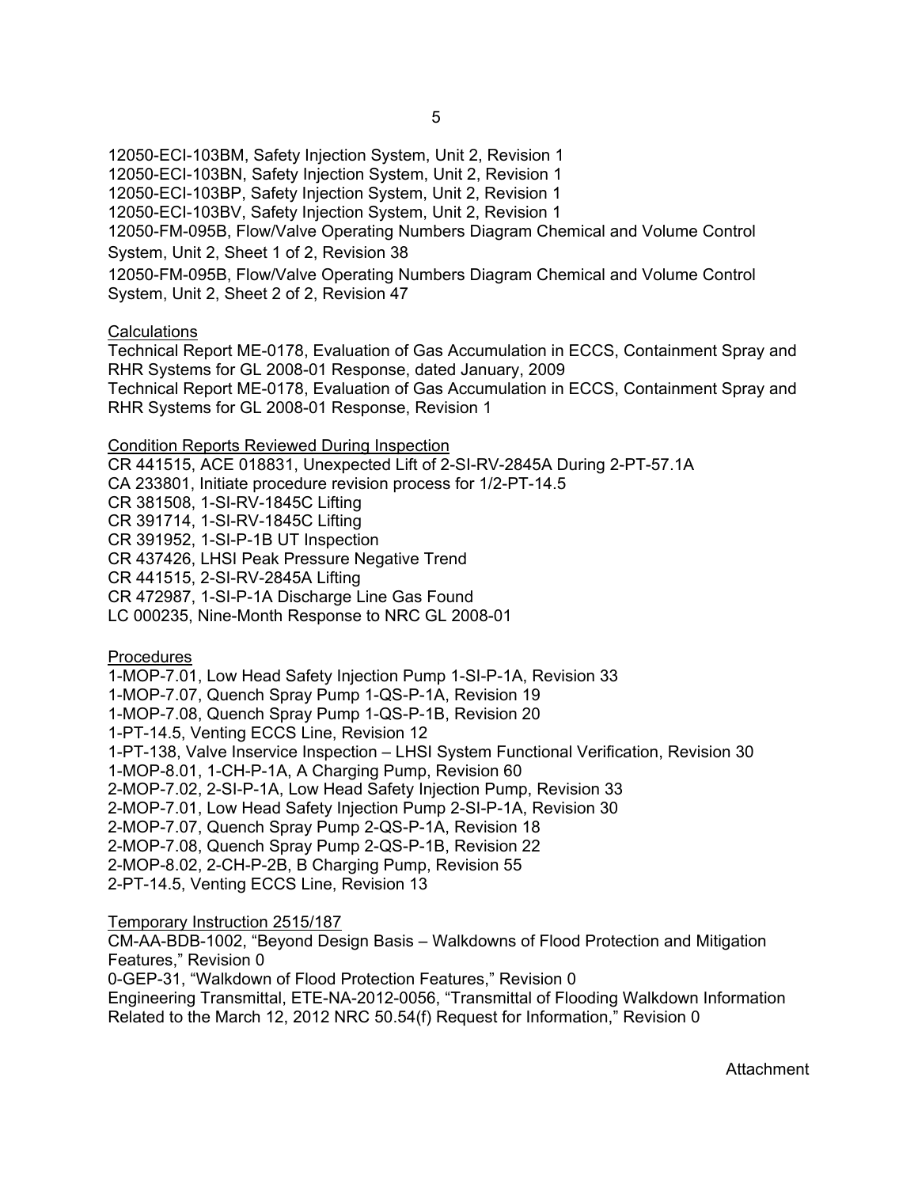12050-ECI-103BM, Safety Injection System, Unit 2, Revision 1
12050-ECI-103BN, Safety Injection System, Unit 2, Revision 1
12050-ECI-103BP, Safety Injection System, Unit 2, Revision 1
12050-ECI-103BV, Safety Injection System, Unit 2, Revision 1
12050-FM-095B, Flow/Valve Operating Numbers Diagram Chemical and Volume Control System, Unit 2, Sheet 1 of 2, Revision 38
12050-FM-095B, Flow/Valve Operating Numbers Diagram Chemical and Volume Control System, Unit 2, Sheet 2 of 2, Revision 47

Calculations
Technical Report ME-0178, Evaluation of Gas Accumulation in ECCS, Containment Spray and RHR Systems for GL 2008-01 Response, dated January, 2009
Technical Report ME-0178, Evaluation of Gas Accumulation in ECCS, Containment Spray and RHR Systems for GL 2008-01 Response, Revision 1

Condition Reports Reviewed During Inspection
CR 441515, ACE 018831, Unexpected Lift of 2-SI-RV-2845A During 2-PT-57.1A
CA 233801, Initiate procedure revision process for 1/2-PT-14.5
CR 381508, 1-SI-RV-1845C Lifting
CR 391714, 1-SI-RV-1845C Lifting
CR 391952, 1-SI-P-1B UT Inspection
CR 437426, LHSI Peak Pressure Negative Trend
CR 441515, 2-SI-RV-2845A Lifting
CR 472987, 1-SI-P-1A Discharge Line Gas Found
LC 000235, Nine-Month Response to NRC GL 2008-01

Procedures
1-MOP-7.01, Low Head Safety Injection Pump 1-SI-P-1A, Revision 33
1-MOP-7.07, Quench Spray Pump 1-QS-P-1A, Revision 19
1-MOP-7.08, Quench Spray Pump 1-QS-P-1B, Revision 20
1-PT-14.5, Venting ECCS Line, Revision 12
1-PT-138, Valve Inservice Inspection – LHSI System Functional Verification, Revision 30
1-MOP-8.01, 1-CH-P-1A, A Charging Pump, Revision 60
2-MOP-7.02, 2-SI-P-1A, Low Head Safety Injection Pump, Revision 33
2-MOP-7.01, Low Head Safety Injection Pump 2-SI-P-1A, Revision 30
2-MOP-7.07, Quench Spray Pump 2-QS-P-1A, Revision 18
2-MOP-7.08, Quench Spray Pump 2-QS-P-1B, Revision 22
2-MOP-8.02, 2-CH-P-2B, B Charging Pump, Revision 55
2-PT-14.5, Venting ECCS Line, Revision 13

Temporary Instruction 2515/187
CM-AA-BDB-1002, "Beyond Design Basis – Walkdowns of Flood Protection and Mitigation Features," Revision 0
0-GEP-31, "Walkdown of Flood Protection Features," Revision 0
Engineering Transmittal, ETE-NA-2012-0056, "Transmittal of Flooding Walkdown Information Related to the March 12, 2012 NRC 50.54(f) Request for Information," Revision 0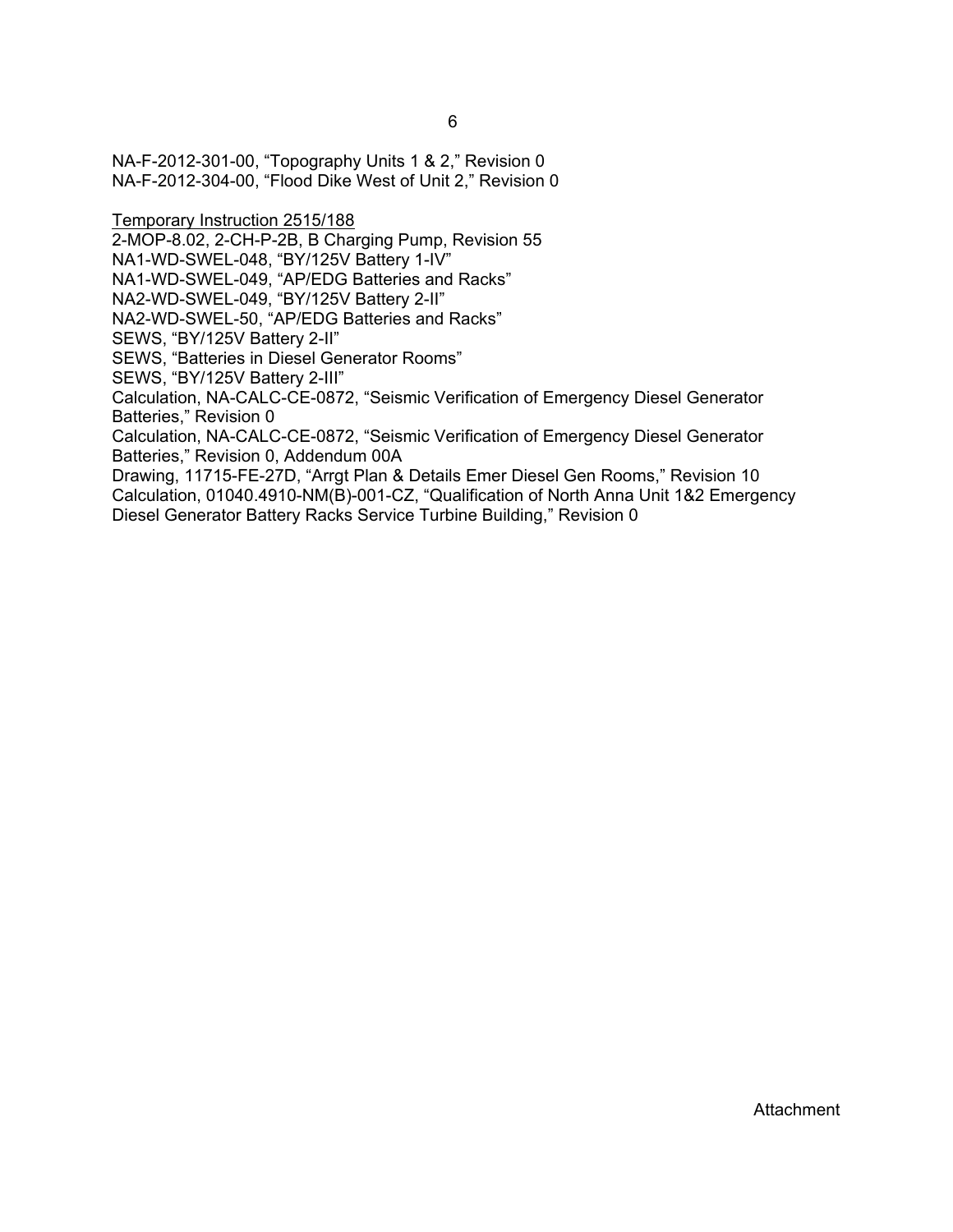NA-F-2012-301-00, “Topography Units 1 & 2,” Revision 0
NA-F-2012-304-00, “Flood Dike West of Unit 2,” Revision 0

Temporary Instruction 2515/188

2-MOP-8.02, 2-CH-P-2B, B Charging Pump, Revision 55
NA1-WD-SWEL-048, “BY/125V Battery 1-IV”
NA1-WD-SWEL-049, “AP/EDG Batteries and Racks”
NA2-WD-SWEL-049, “BY/125V Battery 2-II”
NA2-WD-SWEL-50, “AP/EDG Batteries and Racks”
SEWS, “BY/125V Battery 2-II”
SEWS, “Batteries in Diesel Generator Rooms”
SEWS, “BY/125V Battery 2-III”
Calculation, NA-CALC-CE-0872, “Seismic Verification of Emergency Diesel Generator Batteries,” Revision 0
Calculation, NA-CALC-CE-0872, “Seismic Verification of Emergency Diesel Generator Batteries,” Revision 0, Addendum 00A
Drawing, 11715-FE-27D, “Arrgt Plan & Details Emer Diesel Gen Rooms,” Revision 10
Calculation, 01040.4910-NM(B)-001-CZ, “Qualification of North Anna Unit 1&2 Emergency Diesel Generator Battery Racks Service Turbine Building,” Revision 0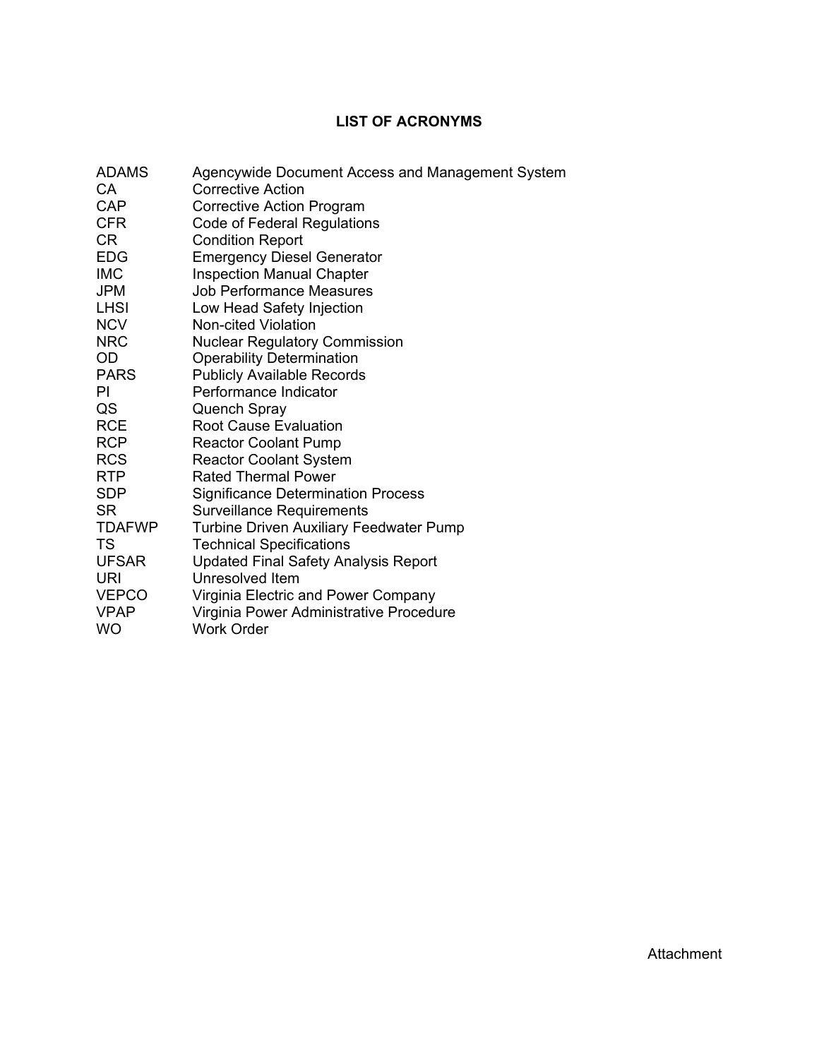## LIST OF ACRONYMS

| | |
|---|---|
| ADAMS | Agencywide Document Access and Management System |
| CA | Corrective Action |
| CAP | Corrective Action Program |
| CFR | Code of Federal Regulations |
| CR | Condition Report |
| EDG | Emergency Diesel Generator |
| IMC | Inspection Manual Chapter |
| JPM | Job Performance Measures |
| LHSI | Low Head Safety Injection |
| NCV | Non-cited Violation |
| NRC | Nuclear Regulatory Commission |
| OD | Operability Determination |
| PARS | Publicly Available Records |
| PI | Performance Indicator |
| QS | Quench Spray |
| RCE | Root Cause Evaluation |
| RCP | Reactor Coolant Pump |
| RCS | Reactor Coolant System |
| RTP | Rated Thermal Power |
| SDP | Significance Determination Process |
| SR | Surveillance Requirements |
| TDAFWP | Turbine Driven Auxiliary Feedwater Pump |
| TS | Technical Specifications |
| UFSAR | Updated Final Safety Analysis Report |
| URI | Unresolved Item |
| VEPCO | Virginia Electric and Power Company |
| VPAP | Virginia Power Administrative Procedure |
| WO | Work Order |

Attachment